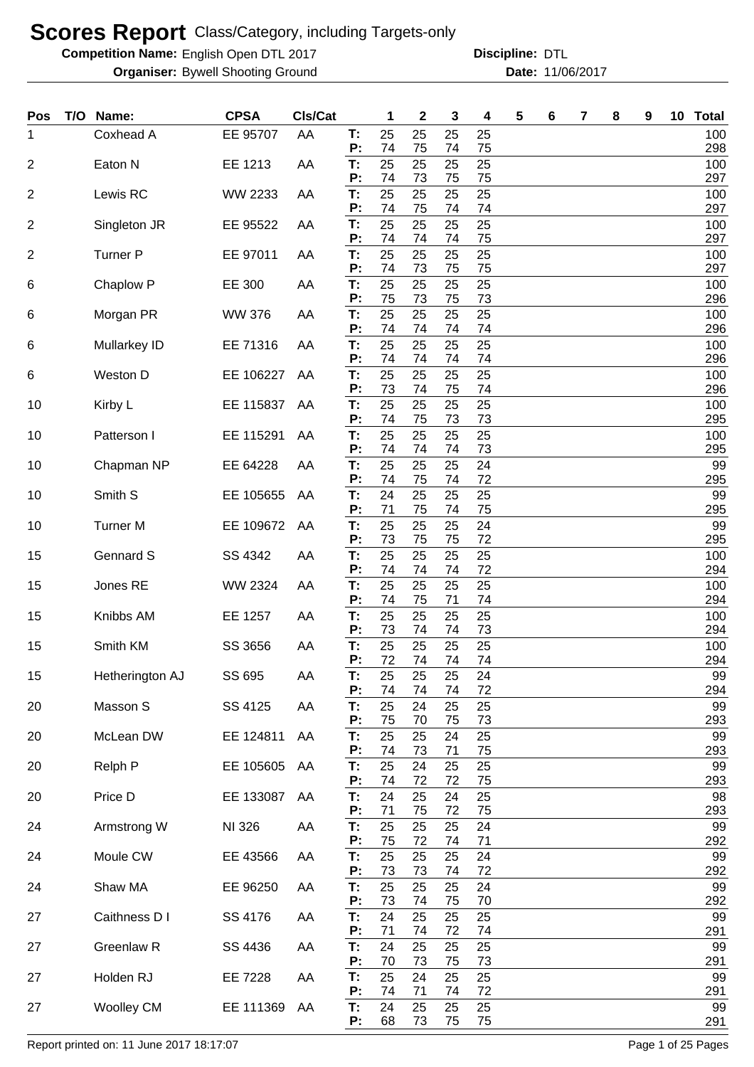# Scores Report Class/Category, including Targets-only

**Competition Name:** English Open DTL 2017  **Discipline:** DTL

**Organiser:** Bywell Shooting Ground  **Date:** 11/06/2017

| Pos | T/O | Name: | CPSA | Cls/Cat | | 1 | 2 | 3 | 4 | 5 | 6 | 7 | 8 | 9 | 10 | Total |
|---|---|---|---|---|---|---|---|---|---|---|---|---|---|---|---|---|
| 1 | | Coxhead A | EE 95707 | AA | T: | 25 | 25 | 25 | 25 | | | | | | | 100 |
| | | | | | P: | 74 | 75 | 74 | 75 | | | | | | | 298 |
| 2 | | Eaton N | EE 1213 | AA | T: | 25 | 25 | 25 | 25 | | | | | | | 100 |
| | | | | | P: | 74 | 73 | 75 | 75 | | | | | | | 297 |
| 2 | | Lewis RC | WW 2233 | AA | T: | 25 | 25 | 25 | 25 | | | | | | | 100 |
| | | | | | P: | 74 | 75 | 74 | 74 | | | | | | | 297 |
| 2 | | Singleton JR | EE 95522 | AA | T: | 25 | 25 | 25 | 25 | | | | | | | 100 |
| | | | | | P: | 74 | 74 | 74 | 75 | | | | | | | 297 |
| 2 | | Turner P | EE 97011 | AA | T: | 25 | 25 | 25 | 25 | | | | | | | 100 |
| | | | | | P: | 74 | 73 | 75 | 75 | | | | | | | 297 |
| 6 | | Chaplow P | EE 300 | AA | T: | 25 | 25 | 25 | 25 | | | | | | | 100 |
| | | | | | P: | 75 | 73 | 75 | 73 | | | | | | | 296 |
| 6 | | Morgan PR | WW 376 | AA | T: | 25 | 25 | 25 | 25 | | | | | | | 100 |
| | | | | | P: | 74 | 74 | 74 | 74 | | | | | | | 296 |
| 6 | | Mullarkey ID | EE 71316 | AA | T: | 25 | 25 | 25 | 25 | | | | | | | 100 |
| | | | | | P: | 74 | 74 | 74 | 74 | | | | | | | 296 |
| 6 | | Weston D | EE 106227 | AA | T: | 25 | 25 | 25 | 25 | | | | | | | 100 |
| | | | | | P: | 73 | 74 | 75 | 74 | | | | | | | 296 |
| 10 | | Kirby L | EE 115837 | AA | T: | 25 | 25 | 25 | 25 | | | | | | | 100 |
| | | | | | P: | 74 | 75 | 73 | 73 | | | | | | | 295 |
| 10 | | Patterson I | EE 115291 | AA | T: | 25 | 25 | 25 | 25 | | | | | | | 100 |
| | | | | | P: | 74 | 74 | 74 | 73 | | | | | | | 295 |
| 10 | | Chapman NP | EE 64228 | AA | T: | 25 | 25 | 25 | 24 | | | | | | | 99 |
| | | | | | P: | 74 | 75 | 74 | 72 | | | | | | | 295 |
| 10 | | Smith S | EE 105655 | AA | T: | 24 | 25 | 25 | 25 | | | | | | | 99 |
| | | | | | P: | 71 | 75 | 74 | 75 | | | | | | | 295 |
| 10 | | Turner M | EE 109672 | AA | T: | 25 | 25 | 25 | 24 | | | | | | | 99 |
| | | | | | P: | 73 | 75 | 75 | 72 | | | | | | | 295 |
| 15 | | Gennard S | SS 4342 | AA | T: | 25 | 25 | 25 | 25 | | | | | | | 100 |
| | | | | | P: | 74 | 74 | 74 | 72 | | | | | | | 294 |
| 15 | | Jones RE | WW 2324 | AA | T: | 25 | 25 | 25 | 25 | | | | | | | 100 |
| | | | | | P: | 74 | 75 | 71 | 74 | | | | | | | 294 |
| 15 | | Knibbs AM | EE 1257 | AA | T: | 25 | 25 | 25 | 25 | | | | | | | 100 |
| | | | | | P: | 73 | 74 | 74 | 73 | | | | | | | 294 |
| 15 | | Smith KM | SS 3656 | AA | T: | 25 | 25 | 25 | 25 | | | | | | | 100 |
| | | | | | P: | 72 | 74 | 74 | 74 | | | | | | | 294 |
| 15 | | Hetherington AJ | SS 695 | AA | T: | 25 | 25 | 25 | 24 | | | | | | | 99 |
| | | | | | P: | 74 | 74 | 74 | 72 | | | | | | | 294 |
| 20 | | Masson S | SS 4125 | AA | T: | 25 | 24 | 25 | 25 | | | | | | | 99 |
| | | | | | P: | 75 | 70 | 75 | 73 | | | | | | | 293 |
| 20 | | McLean DW | EE 124811 | AA | T: | 25 | 25 | 24 | 25 | | | | | | | 99 |
| | | | | | P: | 74 | 73 | 71 | 75 | | | | | | | 293 |
| 20 | | Relph P | EE 105605 | AA | T: | 25 | 24 | 25 | 25 | | | | | | | 99 |
| | | | | | P: | 74 | 72 | 72 | 75 | | | | | | | 293 |
| 20 | | Price D | EE 133087 | AA | T: | 24 | 25 | 24 | 25 | | | | | | | 98 |
| | | | | | P: | 71 | 75 | 72 | 75 | | | | | | | 293 |
| 24 | | Armstrong W | NI 326 | AA | T: | 25 | 25 | 25 | 24 | | | | | | | 99 |
| | | | | | P: | 75 | 72 | 74 | 71 | | | | | | | 292 |
| 24 | | Moule CW | EE 43566 | AA | T: | 25 | 25 | 25 | 24 | | | | | | | 99 |
| | | | | | P: | 73 | 73 | 74 | 72 | | | | | | | 292 |
| 24 | | Shaw MA | EE 96250 | AA | T: | 25 | 25 | 25 | 24 | | | | | | | 99 |
| | | | | | P: | 73 | 74 | 75 | 70 | | | | | | | 292 |
| 27 | | Caithness D I | SS 4176 | AA | T: | 24 | 25 | 25 | 25 | | | | | | | 99 |
| | | | | | P: | 71 | 74 | 72 | 74 | | | | | | | 291 |
| 27 | | Greenlaw R | SS 4436 | AA | T: | 24 | 25 | 25 | 25 | | | | | | | 99 |
| | | | | | P: | 70 | 73 | 75 | 73 | | | | | | | 291 |
| 27 | | Holden RJ | EE 7228 | AA | T: | 25 | 24 | 25 | 25 | | | | | | | 99 |
| | | | | | P: | 74 | 71 | 74 | 72 | | | | | | | 291 |
| 27 | | Woolley CM | EE 111369 | AA | T: | 24 | 25 | 25 | 25 | | | | | | | 99 |
| | | | | | P: | 68 | 73 | 75 | 75 | | | | | | | 291 |

Report printed on: 11 June 2017 18:17:07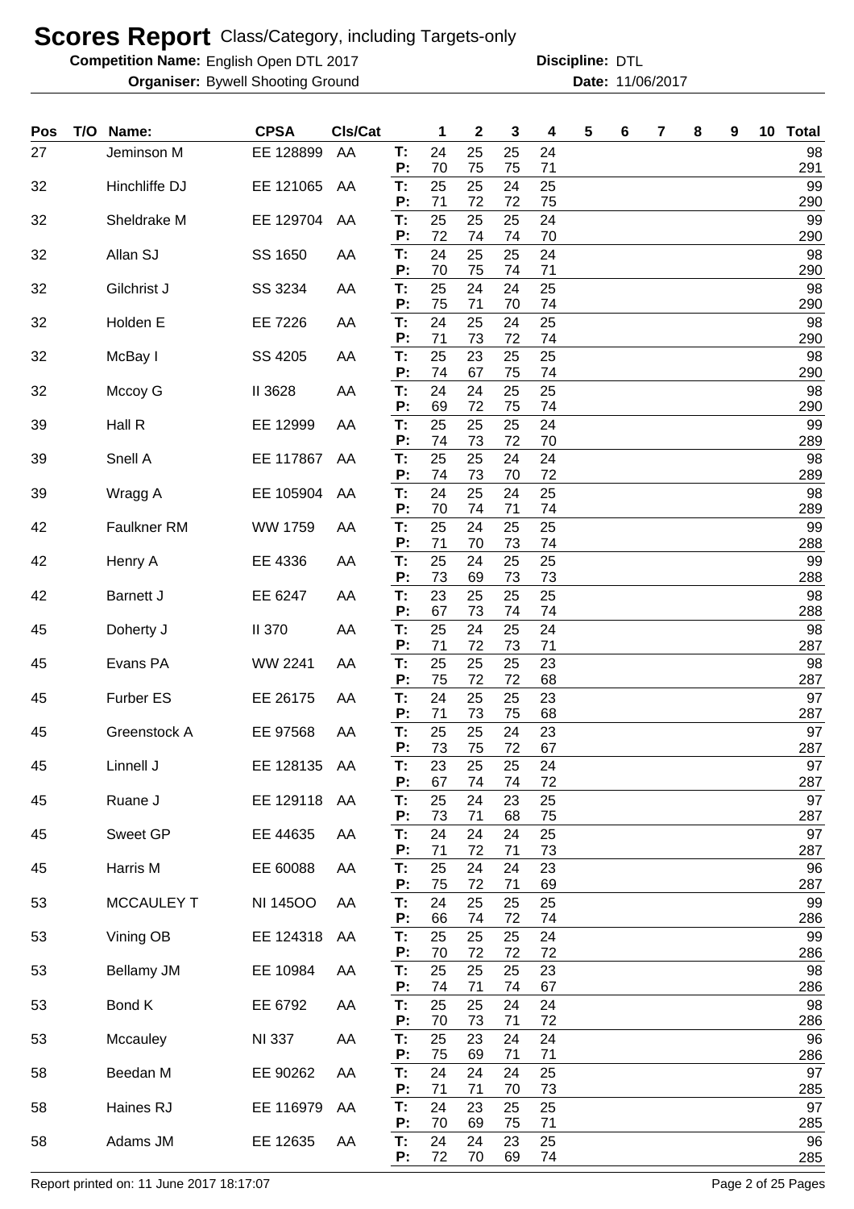# Scores Report Class/Category, including Targets-only

**Competition Name:** English Open DTL 2017  **Discipline:** DTL
**Organiser:** Bywell Shooting Ground  **Date:** 11/06/2017

| Pos | T/O | Name: | CPSA | Cls/Cat | | 1 | 2 | 3 | 4 | 5 | 6 | 7 | 8 | 9 | 10 | Total |
|---|---|---|---|---|---|---|---|---|---|---|---|---|---|---|---|---|
| 27 | | Jeminson M | EE 128899 | AA | T: | 24 | 25 | 25 | 24 | | | | | | | 98 |
| | | | | | P: | 70 | 75 | 75 | 71 | | | | | | | 291 |
| 32 | | Hinchliffe DJ | EE 121065 | AA | T: | 25 | 25 | 24 | 25 | | | | | | | 99 |
| | | | | | P: | 71 | 72 | 72 | 75 | | | | | | | 290 |
| 32 | | Sheldrake M | EE 129704 | AA | T: | 25 | 25 | 25 | 24 | | | | | | | 99 |
| | | | | | P: | 72 | 74 | 74 | 70 | | | | | | | 290 |
| 32 | | Allan SJ | SS 1650 | AA | T: | 24 | 25 | 25 | 24 | | | | | | | 98 |
| | | | | | P: | 70 | 75 | 74 | 71 | | | | | | | 290 |
| 32 | | Gilchrist J | SS 3234 | AA | T: | 25 | 24 | 24 | 25 | | | | | | | 98 |
| | | | | | P: | 75 | 71 | 70 | 74 | | | | | | | 290 |
| 32 | | Holden E | EE 7226 | AA | T: | 24 | 25 | 24 | 25 | | | | | | | 98 |
| | | | | | P: | 71 | 73 | 72 | 74 | | | | | | | 290 |
| 32 | | McBay I | SS 4205 | AA | T: | 25 | 23 | 25 | 25 | | | | | | | 98 |
| | | | | | P: | 74 | 67 | 75 | 74 | | | | | | | 290 |
| 32 | | Mccoy G | II 3628 | AA | T: | 24 | 24 | 25 | 25 | | | | | | | 98 |
| | | | | | P: | 69 | 72 | 75 | 74 | | | | | | | 290 |
| 39 | | Hall R | EE 12999 | AA | T: | 25 | 25 | 25 | 24 | | | | | | | 99 |
| | | | | | P: | 74 | 73 | 72 | 70 | | | | | | | 289 |
| 39 | | Snell A | EE 117867 | AA | T: | 25 | 25 | 24 | 24 | | | | | | | 98 |
| | | | | | P: | 74 | 73 | 70 | 72 | | | | | | | 289 |
| 39 | | Wragg A | EE 105904 | AA | T: | 24 | 25 | 24 | 25 | | | | | | | 98 |
| | | | | | P: | 70 | 74 | 71 | 74 | | | | | | | 289 |
| 42 | | Faulkner RM | WW 1759 | AA | T: | 25 | 24 | 25 | 25 | | | | | | | 99 |
| | | | | | P: | 71 | 70 | 73 | 74 | | | | | | | 288 |
| 42 | | Henry A | EE 4336 | AA | T: | 25 | 24 | 25 | 25 | | | | | | | 99 |
| | | | | | P: | 73 | 69 | 73 | 73 | | | | | | | 288 |
| 42 | | Barnett J | EE 6247 | AA | T: | 23 | 25 | 25 | 25 | | | | | | | 98 |
| | | | | | P: | 67 | 73 | 74 | 74 | | | | | | | 288 |
| 45 | | Doherty J | II 370 | AA | T: | 25 | 24 | 25 | 24 | | | | | | | 98 |
| | | | | | P: | 71 | 72 | 73 | 71 | | | | | | | 287 |
| 45 | | Evans PA | WW 2241 | AA | T: | 25 | 25 | 25 | 23 | | | | | | | 98 |
| | | | | | P: | 75 | 72 | 72 | 68 | | | | | | | 287 |
| 45 | | Furber ES | EE 26175 | AA | T: | 24 | 25 | 25 | 23 | | | | | | | 97 |
| | | | | | P: | 71 | 73 | 75 | 68 | | | | | | | 287 |
| 45 | | Greenstock A | EE 97568 | AA | T: | 25 | 25 | 24 | 23 | | | | | | | 97 |
| | | | | | P: | 73 | 75 | 72 | 67 | | | | | | | 287 |
| 45 | | Linnell J | EE 128135 | AA | T: | 23 | 25 | 25 | 24 | | | | | | | 97 |
| | | | | | P: | 67 | 74 | 74 | 72 | | | | | | | 287 |
| 45 | | Ruane J | EE 129118 | AA | T: | 25 | 24 | 23 | 25 | | | | | | | 97 |
| | | | | | P: | 73 | 71 | 68 | 75 | | | | | | | 287 |
| 45 | | Sweet GP | EE 44635 | AA | T: | 24 | 24 | 24 | 25 | | | | | | | 97 |
| | | | | | P: | 71 | 72 | 71 | 73 | | | | | | | 287 |
| 45 | | Harris M | EE 60088 | AA | T: | 25 | 24 | 24 | 23 | | | | | | | 96 |
| | | | | | P: | 75 | 72 | 71 | 69 | | | | | | | 287 |
| 53 | | MCCAULEY T | NI 145OO | AA | T: | 24 | 25 | 25 | 25 | | | | | | | 99 |
| | | | | | P: | 66 | 74 | 72 | 74 | | | | | | | 286 |
| 53 | | Vining OB | EE 124318 | AA | T: | 25 | 25 | 25 | 24 | | | | | | | 99 |
| | | | | | P: | 70 | 72 | 72 | 72 | | | | | | | 286 |
| 53 | | Bellamy JM | EE 10984 | AA | T: | 25 | 25 | 25 | 23 | | | | | | | 98 |
| | | | | | P: | 74 | 71 | 74 | 67 | | | | | | | 286 |
| 53 | | Bond K | EE 6792 | AA | T: | 25 | 25 | 24 | 24 | | | | | | | 98 |
| | | | | | P: | 70 | 73 | 71 | 72 | | | | | | | 286 |
| 53 | | Mccauley | NI 337 | AA | T: | 25 | 23 | 24 | 24 | | | | | | | 96 |
| | | | | | P: | 75 | 69 | 71 | 71 | | | | | | | 286 |
| 58 | | Beedan M | EE 90262 | AA | T: | 24 | 24 | 24 | 25 | | | | | | | 97 |
| | | | | | P: | 71 | 71 | 70 | 73 | | | | | | | 285 |
| 58 | | Haines RJ | EE 116979 | AA | T: | 24 | 23 | 25 | 25 | | | | | | | 97 |
| | | | | | P: | 70 | 69 | 75 | 71 | | | | | | | 285 |
| 58 | | Adams JM | EE 12635 | AA | T: | 24 | 24 | 23 | 25 | | | | | | | 96 |
| | | | | | P: | 72 | 70 | 69 | 74 | | | | | | | 285 |

Report printed on: 11 June 2017 18:17:07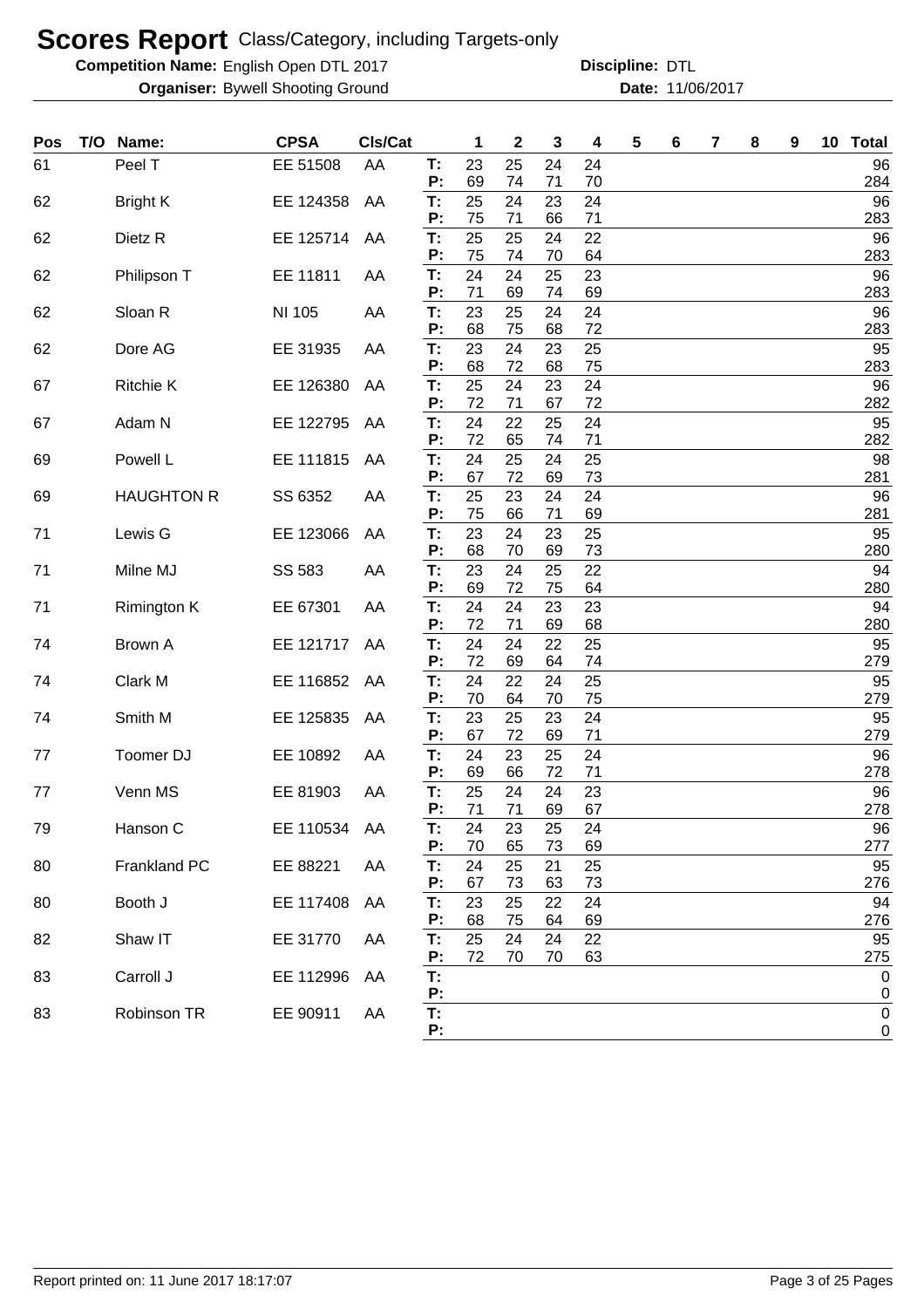# Scores Report Class/Category, including Targets-only

**Competition Name:** English Open DTL 2017 **Discipline:** DTL

**Organiser:** Bywell Shooting Ground **Date:** 11/06/2017

| Pos | T/O | Name: | CPSA | Cls/Cat | | 1 | 2 | 3 | 4 | 5 | 6 | 7 | 8 | 9 | 10 | Total |
|---|---|---|---|---|---|---|---|---|---|---|---|---|---|---|---|---|
| 61 | | Peel T | EE 51508 | AA | T: | 23 | 25 | 24 | 24 | | | | | | | 96 |
| | | | | | P: | 69 | 74 | 71 | 70 | | | | | | | 284 |
| 62 | | Bright K | EE 124358 | AA | T: | 25 | 24 | 23 | 24 | | | | | | | 96 |
| | | | | | P: | 75 | 71 | 66 | 71 | | | | | | | 283 |
| 62 | | Dietz R | EE 125714 | AA | T: | 25 | 25 | 24 | 22 | | | | | | | 96 |
| | | | | | P: | 75 | 74 | 70 | 64 | | | | | | | 283 |
| 62 | | Philipson T | EE 11811 | AA | T: | 24 | 24 | 25 | 23 | | | | | | | 96 |
| | | | | | P: | 71 | 69 | 74 | 69 | | | | | | | 283 |
| 62 | | Sloan R | NI 105 | AA | T: | 23 | 25 | 24 | 24 | | | | | | | 96 |
| | | | | | P: | 68 | 75 | 68 | 72 | | | | | | | 283 |
| 62 | | Dore AG | EE 31935 | AA | T: | 23 | 24 | 23 | 25 | | | | | | | 95 |
| | | | | | P: | 68 | 72 | 68 | 75 | | | | | | | 283 |
| 67 | | Ritchie K | EE 126380 | AA | T: | 25 | 24 | 23 | 24 | | | | | | | 96 |
| | | | | | P: | 72 | 71 | 67 | 72 | | | | | | | 282 |
| 67 | | Adam N | EE 122795 | AA | T: | 24 | 22 | 25 | 24 | | | | | | | 95 |
| | | | | | P: | 72 | 65 | 74 | 71 | | | | | | | 282 |
| 69 | | Powell L | EE 111815 | AA | T: | 24 | 25 | 24 | 25 | | | | | | | 98 |
| | | | | | P: | 67 | 72 | 69 | 73 | | | | | | | 281 |
| 69 | | HAUGHTON R | SS 6352 | AA | T: | 25 | 23 | 24 | 24 | | | | | | | 96 |
| | | | | | P: | 75 | 66 | 71 | 69 | | | | | | | 281 |
| 71 | | Lewis G | EE 123066 | AA | T: | 23 | 24 | 23 | 25 | | | | | | | 95 |
| | | | | | P: | 68 | 70 | 69 | 73 | | | | | | | 280 |
| 71 | | Milne MJ | SS 583 | AA | T: | 23 | 24 | 25 | 22 | | | | | | | 94 |
| | | | | | P: | 69 | 72 | 75 | 64 | | | | | | | 280 |
| 71 | | Rimington K | EE 67301 | AA | T: | 24 | 24 | 23 | 23 | | | | | | | 94 |
| | | | | | P: | 72 | 71 | 69 | 68 | | | | | | | 280 |
| 74 | | Brown A | EE 121717 | AA | T: | 24 | 24 | 22 | 25 | | | | | | | 95 |
| | | | | | P: | 72 | 69 | 64 | 74 | | | | | | | 279 |
| 74 | | Clark M | EE 116852 | AA | T: | 24 | 22 | 24 | 25 | | | | | | | 95 |
| | | | | | P: | 70 | 64 | 70 | 75 | | | | | | | 279 |
| 74 | | Smith M | EE 125835 | AA | T: | 23 | 25 | 23 | 24 | | | | | | | 95 |
| | | | | | P: | 67 | 72 | 69 | 71 | | | | | | | 279 |
| 77 | | Toomer DJ | EE 10892 | AA | T: | 24 | 23 | 25 | 24 | | | | | | | 96 |
| | | | | | P: | 69 | 66 | 72 | 71 | | | | | | | 278 |
| 77 | | Venn MS | EE 81903 | AA | T: | 25 | 24 | 24 | 23 | | | | | | | 96 |
| | | | | | P: | 71 | 71 | 69 | 67 | | | | | | | 278 |
| 79 | | Hanson C | EE 110534 | AA | T: | 24 | 23 | 25 | 24 | | | | | | | 96 |
| | | | | | P: | 70 | 65 | 73 | 69 | | | | | | | 277 |
| 80 | | Frankland PC | EE 88221 | AA | T: | 24 | 25 | 21 | 25 | | | | | | | 95 |
| | | | | | P: | 67 | 73 | 63 | 73 | | | | | | | 276 |
| 80 | | Booth J | EE 117408 | AA | T: | 23 | 25 | 22 | 24 | | | | | | | 94 |
| | | | | | P: | 68 | 75 | 64 | 69 | | | | | | | 276 |
| 82 | | Shaw IT | EE 31770 | AA | T: | 25 | 24 | 24 | 22 | | | | | | | 95 |
| | | | | | P: | 72 | 70 | 70 | 63 | | | | | | | 275 |
| 83 | | Carroll J | EE 112996 | AA | T: | | | | | | | | | | | 0 |
| | | | | | P: | | | | | | | | | | | 0 |
| 83 | | Robinson TR | EE 90911 | AA | T: | | | | | | | | | | | 0 |
| | | | | | P: | | | | | | | | | | | 0 |

Report printed on: 11 June 2017 18:17:07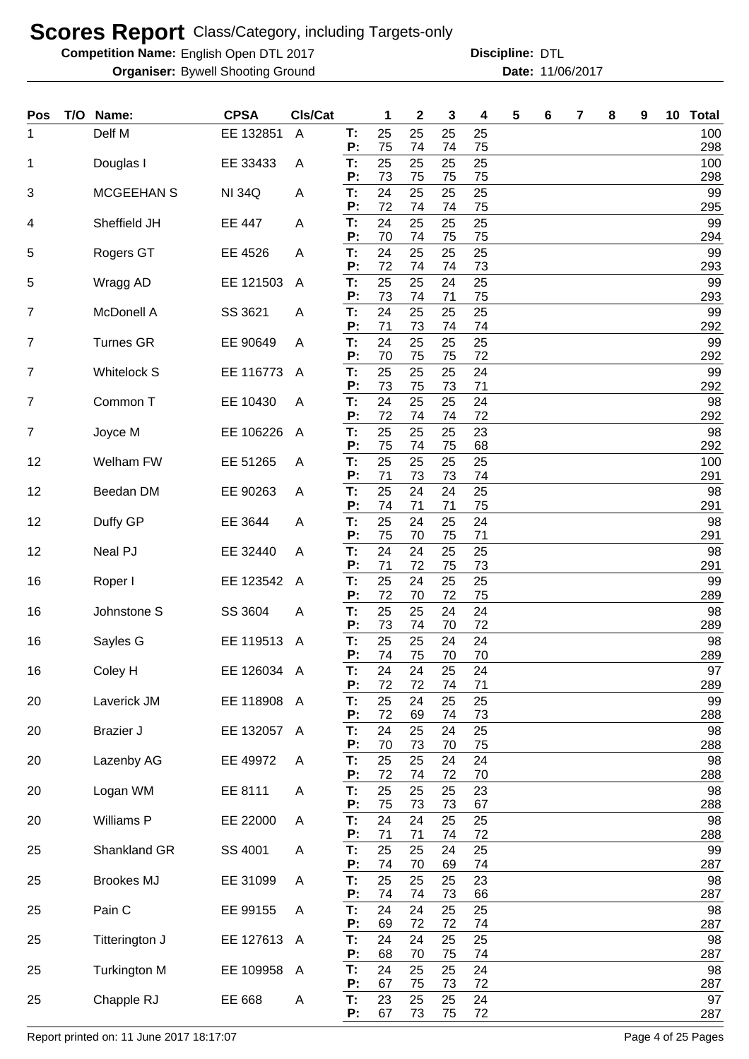# Scores Report Class/Category, including Targets-only

**Competition Name:** English Open DTL 2017 **Discipline:** DTL

**Organiser:** Bywell Shooting Ground **Date:** 11/06/2017

| Pos | T/O | Name: | CPSA | Cls/Cat | | 1 | 2 | 3 | 4 | 5 | 6 | 7 | 8 | 9 | 10 | Total |
|---|---|---|---|---|---|---|---|---|---|---|---|---|---|---|---|---|
| 1 | | Delf M | EE 132851 | A | T: | 25 | 25 | 25 | 25 | | | | | | | 100 |
| | | | | | P: | 75 | 74 | 74 | 75 | | | | | | | 298 |
| 1 | | Douglas I | EE 33433 | A | T: | 25 | 25 | 25 | 25 | | | | | | | 100 |
| | | | | | P: | 73 | 75 | 75 | 75 | | | | | | | 298 |
| 3 | | MCGEEHAN S | NI 34Q | A | T: | 24 | 25 | 25 | 25 | | | | | | | 99 |
| | | | | | P: | 72 | 74 | 74 | 75 | | | | | | | 295 |
| 4 | | Sheffield JH | EE 447 | A | T: | 24 | 25 | 25 | 25 | | | | | | | 99 |
| | | | | | P: | 70 | 74 | 75 | 75 | | | | | | | 294 |
| 5 | | Rogers GT | EE 4526 | A | T: | 24 | 25 | 25 | 25 | | | | | | | 99 |
| | | | | | P: | 72 | 74 | 74 | 73 | | | | | | | 293 |
| 5 | | Wragg AD | EE 121503 | A | T: | 25 | 25 | 24 | 25 | | | | | | | 99 |
| | | | | | P: | 73 | 74 | 71 | 75 | | | | | | | 293 |
| 7 | | McDonell A | SS 3621 | A | T: | 24 | 25 | 25 | 25 | | | | | | | 99 |
| | | | | | P: | 71 | 73 | 74 | 74 | | | | | | | 292 |
| 7 | | Turnes GR | EE 90649 | A | T: | 24 | 25 | 25 | 25 | | | | | | | 99 |
| | | | | | P: | 70 | 75 | 75 | 72 | | | | | | | 292 |
| 7 | | Whitelock S | EE 116773 | A | T: | 25 | 25 | 25 | 24 | | | | | | | 99 |
| | | | | | P: | 73 | 75 | 73 | 71 | | | | | | | 292 |
| 7 | | Common T | EE 10430 | A | T: | 24 | 25 | 25 | 24 | | | | | | | 98 |
| | | | | | P: | 72 | 74 | 74 | 72 | | | | | | | 292 |
| 7 | | Joyce M | EE 106226 | A | T: | 25 | 25 | 25 | 23 | | | | | | | 98 |
| | | | | | P: | 75 | 74 | 75 | 68 | | | | | | | 292 |
| 12 | | Welham FW | EE 51265 | A | T: | 25 | 25 | 25 | 25 | | | | | | | 100 |
| | | | | | P: | 71 | 73 | 73 | 74 | | | | | | | 291 |
| 12 | | Beedan DM | EE 90263 | A | T: | 25 | 24 | 24 | 25 | | | | | | | 98 |
| | | | | | P: | 74 | 71 | 71 | 75 | | | | | | | 291 |
| 12 | | Duffy GP | EE 3644 | A | T: | 25 | 24 | 25 | 24 | | | | | | | 98 |
| | | | | | P: | 75 | 70 | 75 | 71 | | | | | | | 291 |
| 12 | | Neal PJ | EE 32440 | A | T: | 24 | 24 | 25 | 25 | | | | | | | 98 |
| | | | | | P: | 71 | 72 | 75 | 73 | | | | | | | 291 |
| 16 | | Roper I | EE 123542 | A | T: | 25 | 24 | 25 | 25 | | | | | | | 99 |
| | | | | | P: | 72 | 70 | 72 | 75 | | | | | | | 289 |
| 16 | | Johnstone S | SS 3604 | A | T: | 25 | 25 | 24 | 24 | | | | | | | 98 |
| | | | | | P: | 73 | 74 | 70 | 72 | | | | | | | 289 |
| 16 | | Sayles G | EE 119513 | A | T: | 25 | 25 | 24 | 24 | | | | | | | 98 |
| | | | | | P: | 74 | 75 | 70 | 70 | | | | | | | 289 |
| 16 | | Coley H | EE 126034 | A | T: | 24 | 24 | 25 | 24 | | | | | | | 97 |
| | | | | | P: | 72 | 72 | 74 | 71 | | | | | | | 289 |
| 20 | | Laverick JM | EE 118908 | A | T: | 25 | 24 | 25 | 25 | | | | | | | 99 |
| | | | | | P: | 72 | 69 | 74 | 73 | | | | | | | 288 |
| 20 | | Brazier J | EE 132057 | A | T: | 24 | 25 | 24 | 25 | | | | | | | 98 |
| | | | | | P: | 70 | 73 | 70 | 75 | | | | | | | 288 |
| 20 | | Lazenby AG | EE 49972 | A | T: | 25 | 25 | 24 | 24 | | | | | | | 98 |
| | | | | | P: | 72 | 74 | 72 | 70 | | | | | | | 288 |
| 20 | | Logan WM | EE 8111 | A | T: | 25 | 25 | 25 | 23 | | | | | | | 98 |
| | | | | | P: | 75 | 73 | 73 | 67 | | | | | | | 288 |
| 20 | | Williams P | EE 22000 | A | T: | 24 | 24 | 25 | 25 | | | | | | | 98 |
| | | | | | P: | 71 | 71 | 74 | 72 | | | | | | | 288 |
| 25 | | Shankland GR | SS 4001 | A | T: | 25 | 25 | 24 | 25 | | | | | | | 99 |
| | | | | | P: | 74 | 70 | 69 | 74 | | | | | | | 287 |
| 25 | | Brookes MJ | EE 31099 | A | T: | 25 | 25 | 25 | 23 | | | | | | | 98 |
| | | | | | P: | 74 | 74 | 73 | 66 | | | | | | | 287 |
| 25 | | Pain C | EE 99155 | A | T: | 24 | 24 | 25 | 25 | | | | | | | 98 |
| | | | | | P: | 69 | 72 | 72 | 74 | | | | | | | 287 |
| 25 | | Titterington J | EE 127613 | A | T: | 24 | 24 | 25 | 25 | | | | | | | 98 |
| | | | | | P: | 68 | 70 | 75 | 74 | | | | | | | 287 |
| 25 | | Turkington M | EE 109958 | A | T: | 24 | 25 | 25 | 24 | | | | | | | 98 |
| | | | | | P: | 67 | 75 | 73 | 72 | | | | | | | 287 |
| 25 | | Chapple RJ | EE 668 | A | T: | 23 | 25 | 25 | 24 | | | | | | | 97 |
| | | | | | P: | 67 | 73 | 75 | 72 | | | | | | | 287 |

Report printed on: 11 June 2017 18:17:07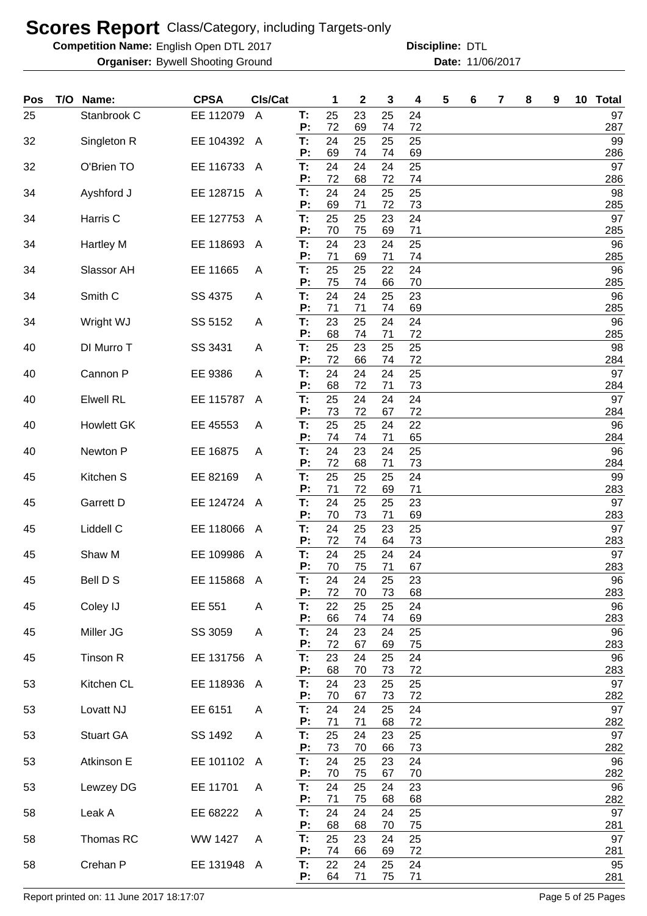# Scores Report Class/Category, including Targets-only

**Competition Name:** English Open DTL 2017 **Discipline:** DTL

**Organiser:** Bywell Shooting Ground **Date:** 11/06/2017

| Pos | T/O | Name: | CPSA | Cls/Cat | | 1 | 2 | 3 | 4 | 5 | 6 | 7 | 8 | 9 | 10 | Total |
|---|---|---|---|---|---|---|---|---|---|---|---|---|---|---|---|---|
| 25 | | Stanbrook C | EE 112079 | A | T: | 25 | 23 | 25 | 24 | | | | | | | 97 |
| | | | | | P: | 72 | 69 | 74 | 72 | | | | | | | 287 |
| 32 | | Singleton R | EE 104392 | A | T: | 24 | 25 | 25 | 25 | | | | | | | 99 |
| | | | | | P: | 69 | 74 | 74 | 69 | | | | | | | 286 |
| 32 | | O'Brien TO | EE 116733 | A | T: | 24 | 24 | 24 | 25 | | | | | | | 97 |
| | | | | | P: | 72 | 68 | 72 | 74 | | | | | | | 286 |
| 34 | | Ayshford J | EE 128715 | A | T: | 24 | 24 | 25 | 25 | | | | | | | 98 |
| | | | | | P: | 69 | 71 | 72 | 73 | | | | | | | 285 |
| 34 | | Harris C | EE 127753 | A | T: | 25 | 25 | 23 | 24 | | | | | | | 97 |
| | | | | | P: | 70 | 75 | 69 | 71 | | | | | | | 285 |
| 34 | | Hartley M | EE 118693 | A | T: | 24 | 23 | 24 | 25 | | | | | | | 96 |
| | | | | | P: | 71 | 69 | 71 | 74 | | | | | | | 285 |
| 34 | | Slassor AH | EE 11665 | A | T: | 25 | 25 | 22 | 24 | | | | | | | 96 |
| | | | | | P: | 75 | 74 | 66 | 70 | | | | | | | 285 |
| 34 | | Smith C | SS 4375 | A | T: | 24 | 24 | 25 | 23 | | | | | | | 96 |
| | | | | | P: | 71 | 71 | 74 | 69 | | | | | | | 285 |
| 34 | | Wright WJ | SS 5152 | A | T: | 23 | 25 | 24 | 24 | | | | | | | 96 |
| | | | | | P: | 68 | 74 | 71 | 72 | | | | | | | 285 |
| 40 | | DI Murro T | SS 3431 | A | T: | 25 | 23 | 25 | 25 | | | | | | | 98 |
| | | | | | P: | 72 | 66 | 74 | 72 | | | | | | | 284 |
| 40 | | Cannon P | EE 9386 | A | T: | 24 | 24 | 24 | 25 | | | | | | | 97 |
| | | | | | P: | 68 | 72 | 71 | 73 | | | | | | | 284 |
| 40 | | Elwell RL | EE 115787 | A | T: | 25 | 24 | 24 | 24 | | | | | | | 97 |
| | | | | | P: | 73 | 72 | 67 | 72 | | | | | | | 284 |
| 40 | | Howlett GK | EE 45553 | A | T: | 25 | 25 | 24 | 22 | | | | | | | 96 |
| | | | | | P: | 74 | 74 | 71 | 65 | | | | | | | 284 |
| 40 | | Newton P | EE 16875 | A | T: | 24 | 23 | 24 | 25 | | | | | | | 96 |
| | | | | | P: | 72 | 68 | 71 | 73 | | | | | | | 284 |
| 45 | | Kitchen S | EE 82169 | A | T: | 25 | 25 | 25 | 24 | | | | | | | 99 |
| | | | | | P: | 71 | 72 | 69 | 71 | | | | | | | 283 |
| 45 | | Garrett D | EE 124724 | A | T: | 24 | 25 | 25 | 23 | | | | | | | 97 |
| | | | | | P: | 70 | 73 | 71 | 69 | | | | | | | 283 |
| 45 | | Liddell C | EE 118066 | A | T: | 24 | 25 | 23 | 25 | | | | | | | 97 |
| | | | | | P: | 72 | 74 | 64 | 73 | | | | | | | 283 |
| 45 | | Shaw M | EE 109986 | A | T: | 24 | 25 | 24 | 24 | | | | | | | 97 |
| | | | | | P: | 70 | 75 | 71 | 67 | | | | | | | 283 |
| 45 | | Bell D S | EE 115868 | A | T: | 24 | 24 | 25 | 23 | | | | | | | 96 |
| | | | | | P: | 72 | 70 | 73 | 68 | | | | | | | 283 |
| 45 | | Coley IJ | EE 551 | A | T: | 22 | 25 | 25 | 24 | | | | | | | 96 |
| | | | | | P: | 66 | 74 | 74 | 69 | | | | | | | 283 |
| 45 | | Miller JG | SS 3059 | A | T: | 24 | 23 | 24 | 25 | | | | | | | 96 |
| | | | | | P: | 72 | 67 | 69 | 75 | | | | | | | 283 |
| 45 | | Tinson R | EE 131756 | A | T: | 23 | 24 | 25 | 24 | | | | | | | 96 |
| | | | | | P: | 68 | 70 | 73 | 72 | | | | | | | 283 |
| 53 | | Kitchen CL | EE 118936 | A | T: | 24 | 23 | 25 | 25 | | | | | | | 97 |
| | | | | | P: | 70 | 67 | 73 | 72 | | | | | | | 282 |
| 53 | | Lovatt NJ | EE 6151 | A | T: | 24 | 24 | 25 | 24 | | | | | | | 97 |
| | | | | | P: | 71 | 71 | 68 | 72 | | | | | | | 282 |
| 53 | | Stuart GA | SS 1492 | A | T: | 25 | 24 | 23 | 25 | | | | | | | 97 |
| | | | | | P: | 73 | 70 | 66 | 73 | | | | | | | 282 |
| 53 | | Atkinson E | EE 101102 | A | T: | 24 | 25 | 23 | 24 | | | | | | | 96 |
| | | | | | P: | 70 | 75 | 67 | 70 | | | | | | | 282 |
| 53 | | Lewzey DG | EE 11701 | A | T: | 24 | 25 | 24 | 23 | | | | | | | 96 |
| | | | | | P: | 71 | 75 | 68 | 68 | | | | | | | 282 |
| 58 | | Leak A | EE 68222 | A | T: | 24 | 24 | 24 | 25 | | | | | | | 97 |
| | | | | | P: | 68 | 68 | 70 | 75 | | | | | | | 281 |
| 58 | | Thomas RC | WW 1427 | A | T: | 25 | 23 | 24 | 25 | | | | | | | 97 |
| | | | | | P: | 74 | 66 | 69 | 72 | | | | | | | 281 |
| 58 | | Crehan P | EE 131948 | A | T: | 22 | 24 | 25 | 24 | | | | | | | 95 |
| | | | | | P: | 64 | 71 | 75 | 71 | | | | | | | 281 |

Report printed on: 11 June 2017 18:17:07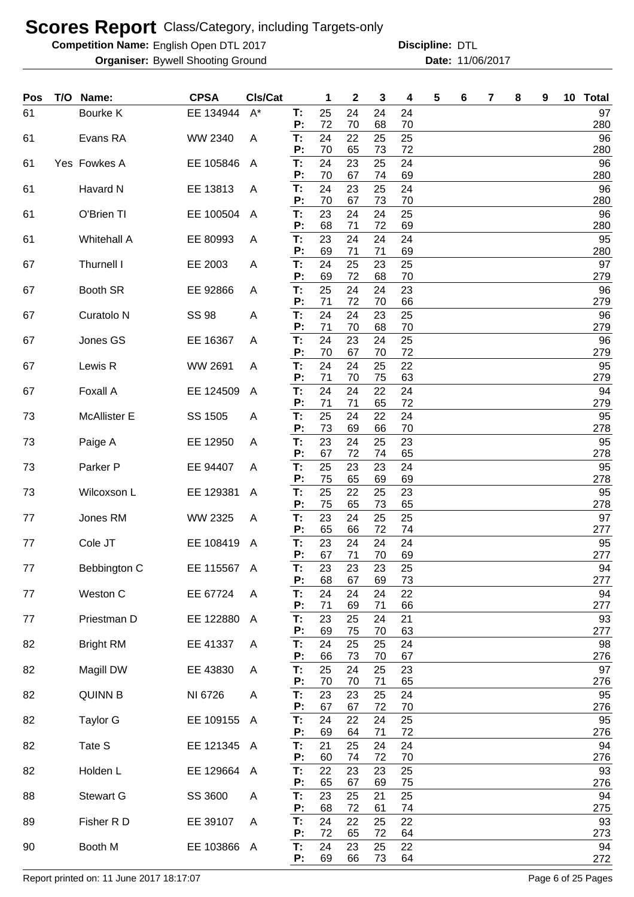# Scores Report Class/Category, including Targets-only

**Competition Name:** English Open DTL 2017 **Discipline:** DTL

**Organiser:** Bywell Shooting Ground **Date:** 11/06/2017

| Pos | T/O | Name: | CPSA | Cls/Cat | | 1 | 2 | 3 | 4 | 5 | 6 | 7 | 8 | 9 | 10 | Total |
|---|---|---|---|---|---|---|---|---|---|---|---|---|---|---|---|---|
| 61 | | Bourke K | EE 134944 | A* | T: | 25 | 24 | 24 | 24 | | | | | | | 97 |
| | | | | | P: | 72 | 70 | 68 | 70 | | | | | | | 280 |
| 61 | | Evans RA | WW 2340 | A | T: | 24 | 22 | 25 | 25 | | | | | | | 96 |
| | | | | | P: | 70 | 65 | 73 | 72 | | | | | | | 280 |
| 61 | Yes | Fowkes A | EE 105846 | A | T: | 24 | 23 | 25 | 24 | | | | | | | 96 |
| | | | | | P: | 70 | 67 | 74 | 69 | | | | | | | 280 |
| 61 | | Havard N | EE 13813 | A | T: | 24 | 23 | 25 | 24 | | | | | | | 96 |
| | | | | | P: | 70 | 67 | 73 | 70 | | | | | | | 280 |
| 61 | | O'Brien TI | EE 100504 | A | T: | 23 | 24 | 24 | 25 | | | | | | | 96 |
| | | | | | P: | 68 | 71 | 72 | 69 | | | | | | | 280 |
| 61 | | Whitehall A | EE 80993 | A | T: | 23 | 24 | 24 | 24 | | | | | | | 95 |
| | | | | | P: | 69 | 71 | 71 | 69 | | | | | | | 280 |
| 67 | | Thurnell I | EE 2003 | A | T: | 24 | 25 | 23 | 25 | | | | | | | 97 |
| | | | | | P: | 69 | 72 | 68 | 70 | | | | | | | 279 |
| 67 | | Booth SR | EE 92866 | A | T: | 25 | 24 | 24 | 23 | | | | | | | 96 |
| | | | | | P: | 71 | 72 | 70 | 66 | | | | | | | 279 |
| 67 | | Curatolo N | SS 98 | A | T: | 24 | 24 | 23 | 25 | | | | | | | 96 |
| | | | | | P: | 71 | 70 | 68 | 70 | | | | | | | 279 |
| 67 | | Jones GS | EE 16367 | A | T: | 24 | 23 | 24 | 25 | | | | | | | 96 |
| | | | | | P: | 70 | 67 | 70 | 72 | | | | | | | 279 |
| 67 | | Lewis R | WW 2691 | A | T: | 24 | 24 | 25 | 22 | | | | | | | 95 |
| | | | | | P: | 71 | 70 | 75 | 63 | | | | | | | 279 |
| 67 | | Foxall A | EE 124509 | A | T: | 24 | 24 | 22 | 24 | | | | | | | 94 |
| | | | | | P: | 71 | 71 | 65 | 72 | | | | | | | 279 |
| 73 | | McAllister E | SS 1505 | A | T: | 25 | 24 | 22 | 24 | | | | | | | 95 |
| | | | | | P: | 73 | 69 | 66 | 70 | | | | | | | 278 |
| 73 | | Paige A | EE 12950 | A | T: | 23 | 24 | 25 | 23 | | | | | | | 95 |
| | | | | | P: | 67 | 72 | 74 | 65 | | | | | | | 278 |
| 73 | | Parker P | EE 94407 | A | T: | 25 | 23 | 23 | 24 | | | | | | | 95 |
| | | | | | P: | 75 | 65 | 69 | 69 | | | | | | | 278 |
| 73 | | Wilcoxson L | EE 129381 | A | T: | 25 | 22 | 25 | 23 | | | | | | | 95 |
| | | | | | P: | 75 | 65 | 73 | 65 | | | | | | | 278 |
| 77 | | Jones RM | WW 2325 | A | T: | 23 | 24 | 25 | 25 | | | | | | | 97 |
| | | | | | P: | 65 | 66 | 72 | 74 | | | | | | | 277 |
| 77 | | Cole JT | EE 108419 | A | T: | 23 | 24 | 24 | 24 | | | | | | | 95 |
| | | | | | P: | 67 | 71 | 70 | 69 | | | | | | | 277 |
| 77 | | Bebbington C | EE 115567 | A | T: | 23 | 23 | 23 | 25 | | | | | | | 94 |
| | | | | | P: | 68 | 67 | 69 | 73 | | | | | | | 277 |
| 77 | | Weston C | EE 67724 | A | T: | 24 | 24 | 24 | 22 | | | | | | | 94 |
| | | | | | P: | 71 | 69 | 71 | 66 | | | | | | | 277 |
| 77 | | Priestman D | EE 122880 | A | T: | 23 | 25 | 24 | 21 | | | | | | | 93 |
| | | | | | P: | 69 | 75 | 70 | 63 | | | | | | | 277 |
| 82 | | Bright RM | EE 41337 | A | T: | 24 | 25 | 25 | 24 | | | | | | | 98 |
| | | | | | P: | 66 | 73 | 70 | 67 | | | | | | | 276 |
| 82 | | Magill DW | EE 43830 | A | T: | 25 | 24 | 25 | 23 | | | | | | | 97 |
| | | | | | P: | 70 | 70 | 71 | 65 | | | | | | | 276 |
| 82 | | QUINN B | NI 6726 | A | T: | 23 | 23 | 25 | 24 | | | | | | | 95 |
| | | | | | P: | 67 | 67 | 72 | 70 | | | | | | | 276 |
| 82 | | Taylor G | EE 109155 | A | T: | 24 | 22 | 24 | 25 | | | | | | | 95 |
| | | | | | P: | 69 | 64 | 71 | 72 | | | | | | | 276 |
| 82 | | Tate S | EE 121345 | A | T: | 21 | 25 | 24 | 24 | | | | | | | 94 |
| | | | | | P: | 60 | 74 | 72 | 70 | | | | | | | 276 |
| 82 | | Holden L | EE 129664 | A | T: | 22 | 23 | 23 | 25 | | | | | | | 93 |
| | | | | | P: | 65 | 67 | 69 | 75 | | | | | | | 276 |
| 88 | | Stewart G | SS 3600 | A | T: | 23 | 25 | 21 | 25 | | | | | | | 94 |
| | | | | | P: | 68 | 72 | 61 | 74 | | | | | | | 275 |
| 89 | | Fisher R D | EE 39107 | A | T: | 24 | 22 | 25 | 22 | | | | | | | 93 |
| | | | | | P: | 72 | 65 | 72 | 64 | | | | | | | 273 |
| 90 | | Booth M | EE 103866 | A | T: | 24 | 23 | 25 | 22 | | | | | | | 94 |
| | | | | | P: | 69 | 66 | 73 | 64 | | | | | | | 272 |

Report printed on: 11 June 2017 18:17:07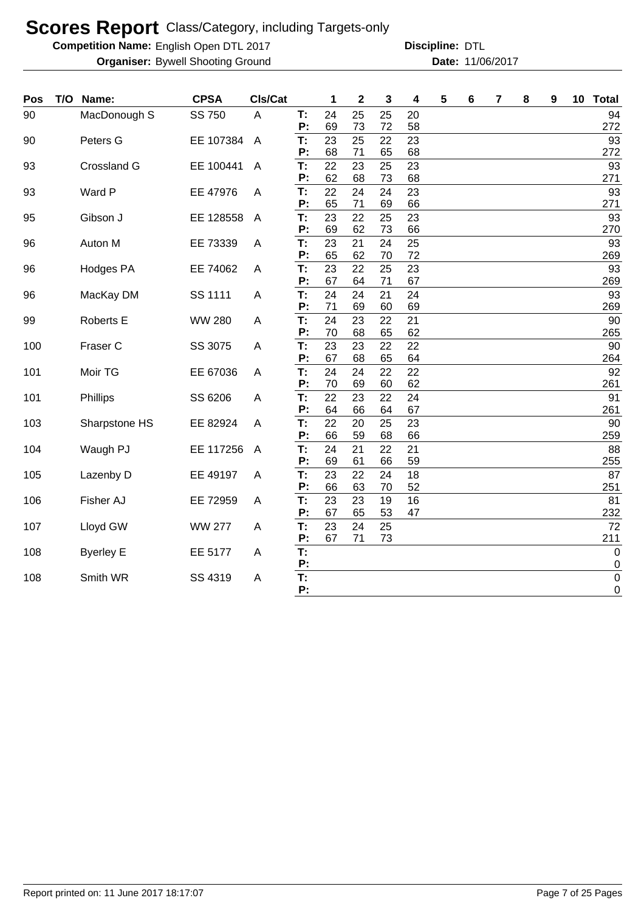# Scores Report Class/Category, including Targets-only

**Competition Name:** English Open DTL 2017 **Discipline:** DTL

**Organiser:** Bywell Shooting Ground **Date:** 11/06/2017

| Pos | T/O | Name: | CPSA | Cls/Cat | | 1 | 2 | 3 | 4 | 5 | 6 | 7 | 8 | 9 | 10 | Total |
|---|---|---|---|---|---|---|---|---|---|---|---|---|---|---|---|---|
| 90 | | MacDonough S | SS 750 | A | T: | 24 | 25 | 25 | 20 | | | | | | | 94 |
| | | | | | P: | 69 | 73 | 72 | 58 | | | | | | | 272 |
| 90 | | Peters G | EE 107384 | A | T: | 23 | 25 | 22 | 23 | | | | | | | 93 |
| | | | | | P: | 68 | 71 | 65 | 68 | | | | | | | 272 |
| 93 | | Crossland G | EE 100441 | A | T: | 22 | 23 | 25 | 23 | | | | | | | 93 |
| | | | | | P: | 62 | 68 | 73 | 68 | | | | | | | 271 |
| 93 | | Ward P | EE 47976 | A | T: | 22 | 24 | 24 | 23 | | | | | | | 93 |
| | | | | | P: | 65 | 71 | 69 | 66 | | | | | | | 271 |
| 95 | | Gibson J | EE 128558 | A | T: | 23 | 22 | 25 | 23 | | | | | | | 93 |
| | | | | | P: | 69 | 62 | 73 | 66 | | | | | | | 270 |
| 96 | | Auton M | EE 73339 | A | T: | 23 | 21 | 24 | 25 | | | | | | | 93 |
| | | | | | P: | 65 | 62 | 70 | 72 | | | | | | | 269 |
| 96 | | Hodges PA | EE 74062 | A | T: | 23 | 22 | 25 | 23 | | | | | | | 93 |
| | | | | | P: | 67 | 64 | 71 | 67 | | | | | | | 269 |
| 96 | | MacKay DM | SS 1111 | A | T: | 24 | 24 | 21 | 24 | | | | | | | 93 |
| | | | | | P: | 71 | 69 | 60 | 69 | | | | | | | 269 |
| 99 | | Roberts E | WW 280 | A | T: | 24 | 23 | 22 | 21 | | | | | | | 90 |
| | | | | | P: | 70 | 68 | 65 | 62 | | | | | | | 265 |
| 100 | | Fraser C | SS 3075 | A | T: | 23 | 23 | 22 | 22 | | | | | | | 90 |
| | | | | | P: | 67 | 68 | 65 | 64 | | | | | | | 264 |
| 101 | | Moir TG | EE 67036 | A | T: | 24 | 24 | 22 | 22 | | | | | | | 92 |
| | | | | | P: | 70 | 69 | 60 | 62 | | | | | | | 261 |
| 101 | | Phillips | SS 6206 | A | T: | 22 | 23 | 22 | 24 | | | | | | | 91 |
| | | | | | P: | 64 | 66 | 64 | 67 | | | | | | | 261 |
| 103 | | Sharpstone HS | EE 82924 | A | T: | 22 | 20 | 25 | 23 | | | | | | | 90 |
| | | | | | P: | 66 | 59 | 68 | 66 | | | | | | | 259 |
| 104 | | Waugh PJ | EE 117256 | A | T: | 24 | 21 | 22 | 21 | | | | | | | 88 |
| | | | | | P: | 69 | 61 | 66 | 59 | | | | | | | 255 |
| 105 | | Lazenby D | EE 49197 | A | T: | 23 | 22 | 24 | 18 | | | | | | | 87 |
| | | | | | P: | 66 | 63 | 70 | 52 | | | | | | | 251 |
| 106 | | Fisher AJ | EE 72959 | A | T: | 23 | 23 | 19 | 16 | | | | | | | 81 |
| | | | | | P: | 67 | 65 | 53 | 47 | | | | | | | 232 |
| 107 | | Lloyd GW | WW 277 | A | T: | 23 | 24 | 25 | | | | | | | | 72 |
| | | | | | P: | 67 | 71 | 73 | | | | | | | | 211 |
| 108 | | Byerley E | EE 5177 | A | T: | | | | | | | | | | | 0 |
| | | | | | P: | | | | | | | | | | | 0 |
| 108 | | Smith WR | SS 4319 | A | T: | | | | | | | | | | | 0 |
| | | | | | P: | | | | | | | | | | | 0 |

Report printed on: 11 June 2017 18:17:07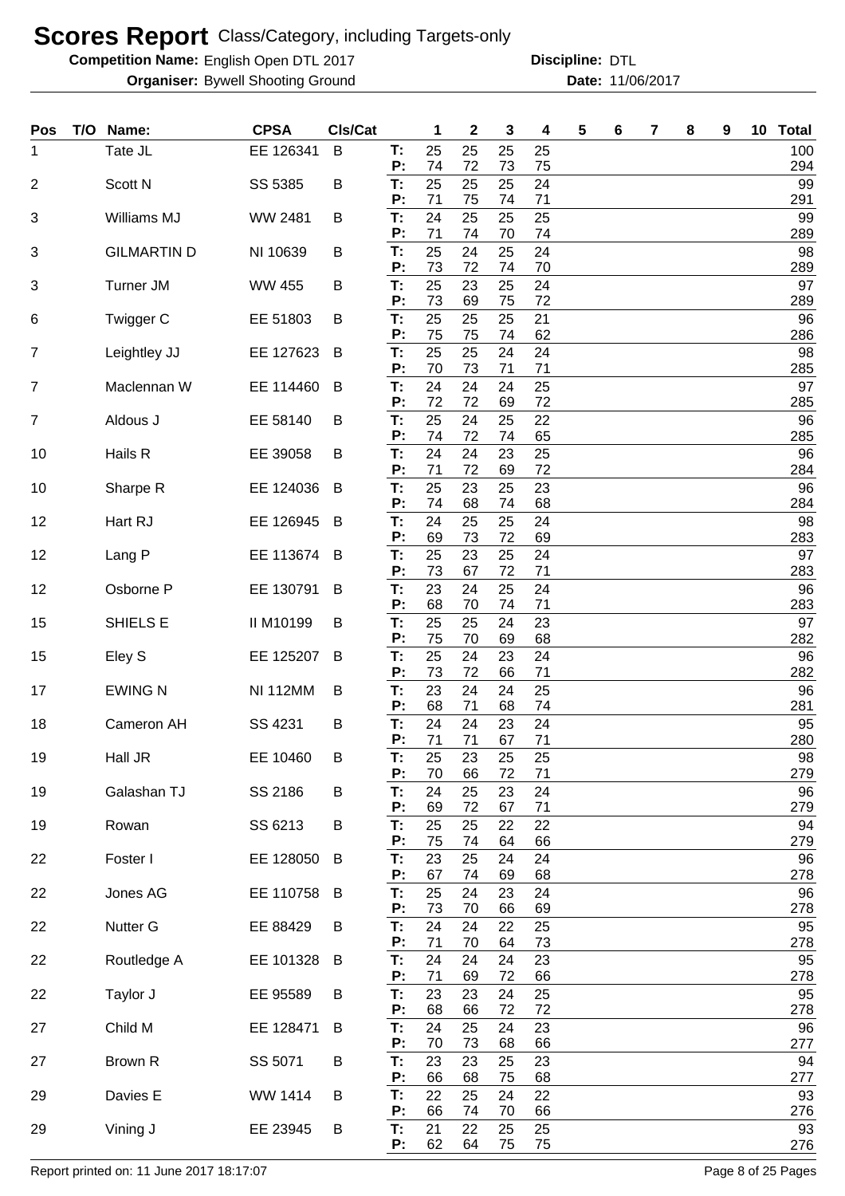# Scores Report Class/Category, including Targets-only

**Competition Name:** English Open DTL 2017 **Discipline:** DTL

**Organiser:** Bywell Shooting Ground **Date:** 11/06/2017

| Pos | T/O | Name: | CPSA | Cls/Cat | | 1 | 2 | 3 | 4 | 5 | 6 | 7 | 8 | 9 | 10 | Total |
|---|---|---|---|---|---|---|---|---|---|---|---|---|---|---|---|---|
| 1 | | Tate JL | EE 126341 | B | T: | 25 | 25 | 25 | 25 | | | | | | | 100 |
| | | | | | P: | 74 | 72 | 73 | 75 | | | | | | | 294 |
| 2 | | Scott N | SS 5385 | B | T: | 25 | 25 | 25 | 24 | | | | | | | 99 |
| | | | | | P: | 71 | 75 | 74 | 71 | | | | | | | 291 |
| 3 | | Williams MJ | WW 2481 | B | T: | 24 | 25 | 25 | 25 | | | | | | | 99 |
| | | | | | P: | 71 | 74 | 70 | 74 | | | | | | | 289 |
| 3 | | GILMARTIN D | NI 10639 | B | T: | 25 | 24 | 25 | 24 | | | | | | | 98 |
| | | | | | P: | 73 | 72 | 74 | 70 | | | | | | | 289 |
| 3 | | Turner JM | WW 455 | B | T: | 25 | 23 | 25 | 24 | | | | | | | 97 |
| | | | | | P: | 73 | 69 | 75 | 72 | | | | | | | 289 |
| 6 | | Twigger C | EE 51803 | B | T: | 25 | 25 | 25 | 21 | | | | | | | 96 |
| | | | | | P: | 75 | 75 | 74 | 62 | | | | | | | 286 |
| 7 | | Leightley JJ | EE 127623 | B | T: | 25 | 25 | 24 | 24 | | | | | | | 98 |
| | | | | | P: | 70 | 73 | 71 | 71 | | | | | | | 285 |
| 7 | | Maclennan W | EE 114460 | B | T: | 24 | 24 | 24 | 25 | | | | | | | 97 |
| | | | | | P: | 72 | 72 | 69 | 72 | | | | | | | 285 |
| 7 | | Aldous J | EE 58140 | B | T: | 25 | 24 | 25 | 22 | | | | | | | 96 |
| | | | | | P: | 74 | 72 | 74 | 65 | | | | | | | 285 |
| 10 | | Hails R | EE 39058 | B | T: | 24 | 24 | 23 | 25 | | | | | | | 96 |
| | | | | | P: | 71 | 72 | 69 | 72 | | | | | | | 284 |
| 10 | | Sharpe R | EE 124036 | B | T: | 25 | 23 | 25 | 23 | | | | | | | 96 |
| | | | | | P: | 74 | 68 | 74 | 68 | | | | | | | 284 |
| 12 | | Hart RJ | EE 126945 | B | T: | 24 | 25 | 25 | 24 | | | | | | | 98 |
| | | | | | P: | 69 | 73 | 72 | 69 | | | | | | | 283 |
| 12 | | Lang P | EE 113674 | B | T: | 25 | 23 | 25 | 24 | | | | | | | 97 |
| | | | | | P: | 73 | 67 | 72 | 71 | | | | | | | 283 |
| 12 | | Osborne P | EE 130791 | B | T: | 23 | 24 | 25 | 24 | | | | | | | 96 |
| | | | | | P: | 68 | 70 | 74 | 71 | | | | | | | 283 |
| 15 | | SHIELS E | II M10199 | B | T: | 25 | 25 | 24 | 23 | | | | | | | 97 |
| | | | | | P: | 75 | 70 | 69 | 68 | | | | | | | 282 |
| 15 | | Eley S | EE 125207 | B | T: | 25 | 24 | 23 | 24 | | | | | | | 96 |
| | | | | | P: | 73 | 72 | 66 | 71 | | | | | | | 282 |
| 17 | | EWING N | NI 112MM | B | T: | 23 | 24 | 24 | 25 | | | | | | | 96 |
| | | | | | P: | 68 | 71 | 68 | 74 | | | | | | | 281 |
| 18 | | Cameron AH | SS 4231 | B | T: | 24 | 24 | 23 | 24 | | | | | | | 95 |
| | | | | | P: | 71 | 71 | 67 | 71 | | | | | | | 280 |
| 19 | | Hall JR | EE 10460 | B | T: | 25 | 23 | 25 | 25 | | | | | | | 98 |
| | | | | | P: | 70 | 66 | 72 | 71 | | | | | | | 279 |
| 19 | | Galashan TJ | SS 2186 | B | T: | 24 | 25 | 23 | 24 | | | | | | | 96 |
| | | | | | P: | 69 | 72 | 67 | 71 | | | | | | | 279 |
| 19 | | Rowan | SS 6213 | B | T: | 25 | 25 | 22 | 22 | | | | | | | 94 |
| | | | | | P: | 75 | 74 | 64 | 66 | | | | | | | 279 |
| 22 | | Foster I | EE 128050 | B | T: | 23 | 25 | 24 | 24 | | | | | | | 96 |
| | | | | | P: | 67 | 74 | 69 | 68 | | | | | | | 278 |
| 22 | | Jones AG | EE 110758 | B | T: | 25 | 24 | 23 | 24 | | | | | | | 96 |
| | | | | | P: | 73 | 70 | 66 | 69 | | | | | | | 278 |
| 22 | | Nutter G | EE 88429 | B | T: | 24 | 24 | 22 | 25 | | | | | | | 95 |
| | | | | | P: | 71 | 70 | 64 | 73 | | | | | | | 278 |
| 22 | | Routledge A | EE 101328 | B | T: | 24 | 24 | 24 | 23 | | | | | | | 95 |
| | | | | | P: | 71 | 69 | 72 | 66 | | | | | | | 278 |
| 22 | | Taylor J | EE 95589 | B | T: | 23 | 23 | 24 | 25 | | | | | | | 95 |
| | | | | | P: | 68 | 66 | 72 | 72 | | | | | | | 278 |
| 27 | | Child M | EE 128471 | B | T: | 24 | 25 | 24 | 23 | | | | | | | 96 |
| | | | | | P: | 70 | 73 | 68 | 66 | | | | | | | 277 |
| 27 | | Brown R | SS 5071 | B | T: | 23 | 23 | 25 | 23 | | | | | | | 94 |
| | | | | | P: | 66 | 68 | 75 | 68 | | | | | | | 277 |
| 29 | | Davies E | WW 1414 | B | T: | 22 | 25 | 24 | 22 | | | | | | | 93 |
| | | | | | P: | 66 | 74 | 70 | 66 | | | | | | | 276 |
| 29 | | Vining J | EE 23945 | B | T: | 21 | 22 | 25 | 25 | | | | | | | 93 |
| | | | | | P: | 62 | 64 | 75 | 75 | | | | | | | 276 |

Report printed on: 11 June 2017 18:17:07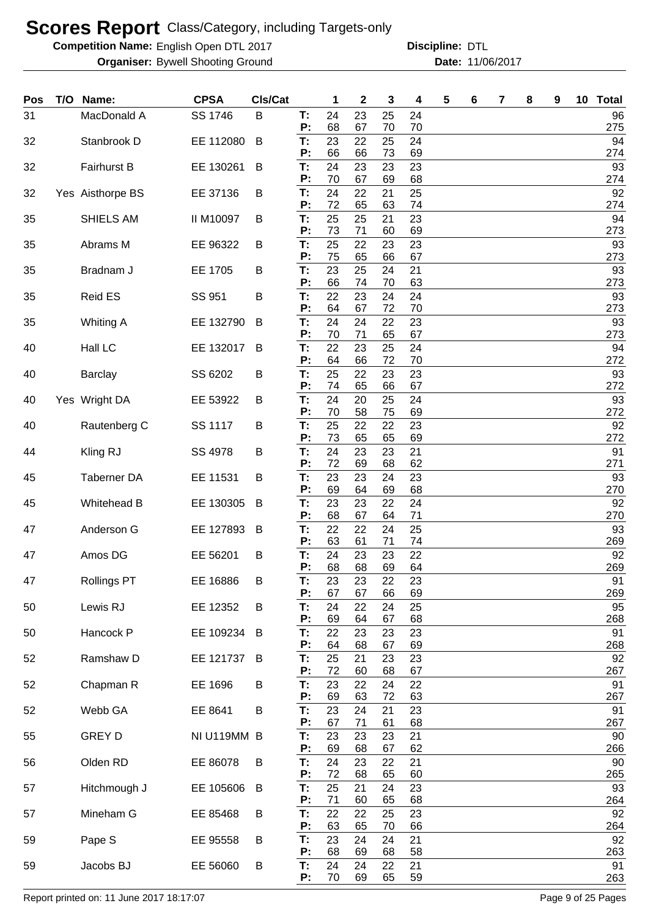# Scores Report Class/Category, including Targets-only

**Competition Name:** English Open DTL 2017 **Discipline:** DTL

**Organiser:** Bywell Shooting Ground **Date:** 11/06/2017

| Pos | T/O | Name: | CPSA | Cls/Cat | | 1 | 2 | 3 | 4 | 5 | 6 | 7 | 8 | 9 | 10 | Total |
|---|---|---|---|---|---|---|---|---|---|---|---|---|---|---|---|---|
| 31 | | MacDonald A | SS 1746 | B | T: | 24 | 23 | 25 | 24 | | | | | | | 96 |
| | | | | | P: | 68 | 67 | 70 | 70 | | | | | | | 275 |
| 32 | | Stanbrook D | EE 112080 | B | T: | 23 | 22 | 25 | 24 | | | | | | | 94 |
| | | | | | P: | 66 | 66 | 73 | 69 | | | | | | | 274 |
| 32 | | Fairhurst B | EE 130261 | B | T: | 24 | 23 | 23 | 23 | | | | | | | 93 |
| | | | | | P: | 70 | 67 | 69 | 68 | | | | | | | 274 |
| 32 | Yes | Aisthorpe BS | EE 37136 | B | T: | 24 | 22 | 21 | 25 | | | | | | | 92 |
| | | | | | P: | 72 | 65 | 63 | 74 | | | | | | | 274 |
| 35 | | SHIELS AM | II M10097 | B | T: | 25 | 25 | 21 | 23 | | | | | | | 94 |
| | | | | | P: | 73 | 71 | 60 | 69 | | | | | | | 273 |
| 35 | | Abrams M | EE 96322 | B | T: | 25 | 22 | 23 | 23 | | | | | | | 93 |
| | | | | | P: | 75 | 65 | 66 | 67 | | | | | | | 273 |
| 35 | | Bradnam J | EE 1705 | B | T: | 23 | 25 | 24 | 21 | | | | | | | 93 |
| | | | | | P: | 66 | 74 | 70 | 63 | | | | | | | 273 |
| 35 | | Reid ES | SS 951 | B | T: | 22 | 23 | 24 | 24 | | | | | | | 93 |
| | | | | | P: | 64 | 67 | 72 | 70 | | | | | | | 273 |
| 35 | | Whiting A | EE 132790 | B | T: | 24 | 24 | 22 | 23 | | | | | | | 93 |
| | | | | | P: | 70 | 71 | 65 | 67 | | | | | | | 273 |
| 40 | | Hall LC | EE 132017 | B | T: | 22 | 23 | 25 | 24 | | | | | | | 94 |
| | | | | | P: | 64 | 66 | 72 | 70 | | | | | | | 272 |
| 40 | | Barclay | SS 6202 | B | T: | 25 | 22 | 23 | 23 | | | | | | | 93 |
| | | | | | P: | 74 | 65 | 66 | 67 | | | | | | | 272 |
| 40 | Yes | Wright DA | EE 53922 | B | T: | 24 | 20 | 25 | 24 | | | | | | | 93 |
| | | | | | P: | 70 | 58 | 75 | 69 | | | | | | | 272 |
| 40 | | Rautenberg C | SS 1117 | B | T: | 25 | 22 | 22 | 23 | | | | | | | 92 |
| | | | | | P: | 73 | 65 | 65 | 69 | | | | | | | 272 |
| 44 | | Kling RJ | SS 4978 | B | T: | 24 | 23 | 23 | 21 | | | | | | | 91 |
| | | | | | P: | 72 | 69 | 68 | 62 | | | | | | | 271 |
| 45 | | Taberner DA | EE 11531 | B | T: | 23 | 23 | 24 | 23 | | | | | | | 93 |
| | | | | | P: | 69 | 64 | 69 | 68 | | | | | | | 270 |
| 45 | | Whitehead B | EE 130305 | B | T: | 23 | 23 | 22 | 24 | | | | | | | 92 |
| | | | | | P: | 68 | 67 | 64 | 71 | | | | | | | 270 |
| 47 | | Anderson G | EE 127893 | B | T: | 22 | 22 | 24 | 25 | | | | | | | 93 |
| | | | | | P: | 63 | 61 | 71 | 74 | | | | | | | 269 |
| 47 | | Amos DG | EE 56201 | B | T: | 24 | 23 | 23 | 22 | | | | | | | 92 |
| | | | | | P: | 68 | 68 | 69 | 64 | | | | | | | 269 |
| 47 | | Rollings PT | EE 16886 | B | T: | 23 | 23 | 22 | 23 | | | | | | | 91 |
| | | | | | P: | 67 | 67 | 66 | 69 | | | | | | | 269 |
| 50 | | Lewis RJ | EE 12352 | B | T: | 24 | 22 | 24 | 25 | | | | | | | 95 |
| | | | | | P: | 69 | 64 | 67 | 68 | | | | | | | 268 |
| 50 | | Hancock P | EE 109234 | B | T: | 22 | 23 | 23 | 23 | | | | | | | 91 |
| | | | | | P: | 64 | 68 | 67 | 69 | | | | | | | 268 |
| 52 | | Ramshaw D | EE 121737 | B | T: | 25 | 21 | 23 | 23 | | | | | | | 92 |
| | | | | | P: | 72 | 60 | 68 | 67 | | | | | | | 267 |
| 52 | | Chapman R | EE 1696 | B | T: | 23 | 22 | 24 | 22 | | | | | | | 91 |
| | | | | | P: | 69 | 63 | 72 | 63 | | | | | | | 267 |
| 52 | | Webb GA | EE 8641 | B | T: | 23 | 24 | 21 | 23 | | | | | | | 91 |
| | | | | | P: | 67 | 71 | 61 | 68 | | | | | | | 267 |
| 55 | | GREY D | NI U119MM | B | T: | 23 | 23 | 23 | 21 | | | | | | | 90 |
| | | | | | P: | 69 | 68 | 67 | 62 | | | | | | | 266 |
| 56 | | Olden RD | EE 86078 | B | T: | 24 | 23 | 22 | 21 | | | | | | | 90 |
| | | | | | P: | 72 | 68 | 65 | 60 | | | | | | | 265 |
| 57 | | Hitchmough J | EE 105606 | B | T: | 25 | 21 | 24 | 23 | | | | | | | 93 |
| | | | | | P: | 71 | 60 | 65 | 68 | | | | | | | 264 |
| 57 | | Mineham G | EE 85468 | B | T: | 22 | 22 | 25 | 23 | | | | | | | 92 |
| | | | | | P: | 63 | 65 | 70 | 66 | | | | | | | 264 |
| 59 | | Pape S | EE 95558 | B | T: | 23 | 24 | 24 | 21 | | | | | | | 92 |
| | | | | | P: | 68 | 69 | 68 | 58 | | | | | | | 263 |
| 59 | | Jacobs BJ | EE 56060 | B | T: | 24 | 24 | 22 | 21 | | | | | | | 91 |
| | | | | | P: | 70 | 69 | 65 | 59 | | | | | | | 263 |

Report printed on: 11 June 2017 18:17:07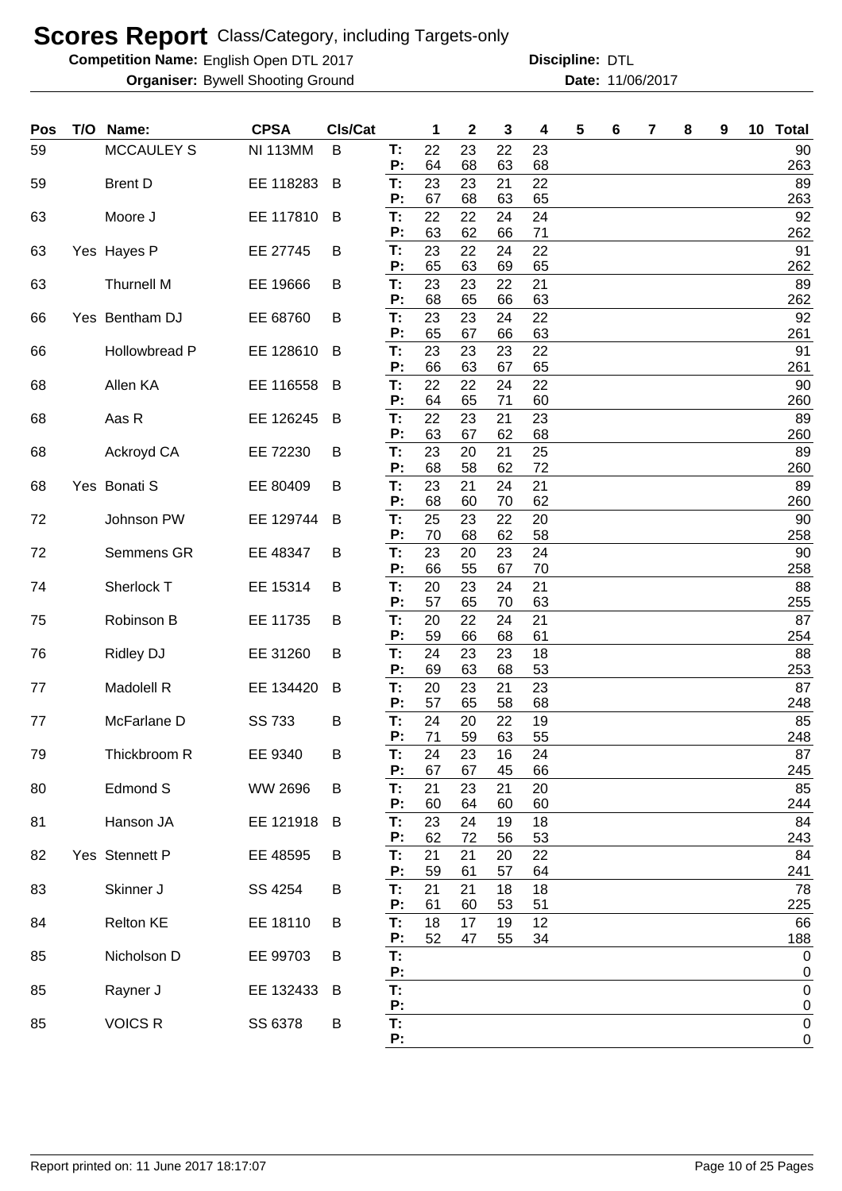# Scores Report Class/Category, including Targets-only

**Competition Name:** English Open DTL 2017 **Discipline:** DTL

**Organiser:** Bywell Shooting Ground **Date:** 11/06/2017

| Pos | T/O | Name: | CPSA | Cls/Cat | | 1 | 2 | 3 | 4 | 5 | 6 | 7 | 8 | 9 | 10 | Total |
|---|---|---|---|---|---|---|---|---|---|---|---|---|---|---|---|---|
| 59 | | MCCAULEY S | NI 113MM | B | T: | 22 | 23 | 22 | 23 | | | | | | | 90 |
| | | | | | P: | 64 | 68 | 63 | 68 | | | | | | | 263 |
| 59 | | Brent D | EE 118283 | B | T: | 23 | 23 | 21 | 22 | | | | | | | 89 |
| | | | | | P: | 67 | 68 | 63 | 65 | | | | | | | 263 |
| 63 | | Moore J | EE 117810 | B | T: | 22 | 22 | 24 | 24 | | | | | | | 92 |
| | | | | | P: | 63 | 62 | 66 | 71 | | | | | | | 262 |
| 63 | Yes | Hayes P | EE 27745 | B | T: | 23 | 22 | 24 | 22 | | | | | | | 91 |
| | | | | | P: | 65 | 63 | 69 | 65 | | | | | | | 262 |
| 63 | | Thurnell M | EE 19666 | B | T: | 23 | 23 | 22 | 21 | | | | | | | 89 |
| | | | | | P: | 68 | 65 | 66 | 63 | | | | | | | 262 |
| 66 | Yes | Bentham DJ | EE 68760 | B | T: | 23 | 23 | 24 | 22 | | | | | | | 92 |
| | | | | | P: | 65 | 67 | 66 | 63 | | | | | | | 261 |
| 66 | | Hollowbread P | EE 128610 | B | T: | 23 | 23 | 23 | 22 | | | | | | | 91 |
| | | | | | P: | 66 | 63 | 67 | 65 | | | | | | | 261 |
| 68 | | Allen KA | EE 116558 | B | T: | 22 | 22 | 24 | 22 | | | | | | | 90 |
| | | | | | P: | 64 | 65 | 71 | 60 | | | | | | | 260 |
| 68 | | Aas R | EE 126245 | B | T: | 22 | 23 | 21 | 23 | | | | | | | 89 |
| | | | | | P: | 63 | 67 | 62 | 68 | | | | | | | 260 |
| 68 | | Ackroyd CA | EE 72230 | B | T: | 23 | 20 | 21 | 25 | | | | | | | 89 |
| | | | | | P: | 68 | 58 | 62 | 72 | | | | | | | 260 |
| 68 | Yes | Bonati S | EE 80409 | B | T: | 23 | 21 | 24 | 21 | | | | | | | 89 |
| | | | | | P: | 68 | 60 | 70 | 62 | | | | | | | 260 |
| 72 | | Johnson PW | EE 129744 | B | T: | 25 | 23 | 22 | 20 | | | | | | | 90 |
| | | | | | P: | 70 | 68 | 62 | 58 | | | | | | | 258 |
| 72 | | Semmens GR | EE 48347 | B | T: | 23 | 20 | 23 | 24 | | | | | | | 90 |
| | | | | | P: | 66 | 55 | 67 | 70 | | | | | | | 258 |
| 74 | | Sherlock T | EE 15314 | B | T: | 20 | 23 | 24 | 21 | | | | | | | 88 |
| | | | | | P: | 57 | 65 | 70 | 63 | | | | | | | 255 |
| 75 | | Robinson B | EE 11735 | B | T: | 20 | 22 | 24 | 21 | | | | | | | 87 |
| | | | | | P: | 59 | 66 | 68 | 61 | | | | | | | 254 |
| 76 | | Ridley DJ | EE 31260 | B | T: | 24 | 23 | 23 | 18 | | | | | | | 88 |
| | | | | | P: | 69 | 63 | 68 | 53 | | | | | | | 253 |
| 77 | | Madolell R | EE 134420 | B | T: | 20 | 23 | 21 | 23 | | | | | | | 87 |
| | | | | | P: | 57 | 65 | 58 | 68 | | | | | | | 248 |
| 77 | | McFarlane D | SS 733 | B | T: | 24 | 20 | 22 | 19 | | | | | | | 85 |
| | | | | | P: | 71 | 59 | 63 | 55 | | | | | | | 248 |
| 79 | | Thickbroom R | EE 9340 | B | T: | 24 | 23 | 16 | 24 | | | | | | | 87 |
| | | | | | P: | 67 | 67 | 45 | 66 | | | | | | | 245 |
| 80 | | Edmond S | WW 2696 | B | T: | 21 | 23 | 21 | 20 | | | | | | | 85 |
| | | | | | P: | 60 | 64 | 60 | 60 | | | | | | | 244 |
| 81 | | Hanson JA | EE 121918 | B | T: | 23 | 24 | 19 | 18 | | | | | | | 84 |
| | | | | | P: | 62 | 72 | 56 | 53 | | | | | | | 243 |
| 82 | Yes | Stennett P | EE 48595 | B | T: | 21 | 21 | 20 | 22 | | | | | | | 84 |
| | | | | | P: | 59 | 61 | 57 | 64 | | | | | | | 241 |
| 83 | | Skinner J | SS 4254 | B | T: | 21 | 21 | 18 | 18 | | | | | | | 78 |
| | | | | | P: | 61 | 60 | 53 | 51 | | | | | | | 225 |
| 84 | | Relton KE | EE 18110 | B | T: | 18 | 17 | 19 | 12 | | | | | | | 66 |
| | | | | | P: | 52 | 47 | 55 | 34 | | | | | | | 188 |
| 85 | | Nicholson D | EE 99703 | B | T: | | | | | | | | | | | 0 |
| | | | | | P: | | | | | | | | | | | 0 |
| 85 | | Rayner J | EE 132433 | B | T: | | | | | | | | | | | 0 |
| | | | | | P: | | | | | | | | | | | 0 |
| 85 | | VOICS R | SS 6378 | B | T: | | | | | | | | | | | 0 |
| | | | | | P: | | | | | | | | | | | 0 |

Report printed on: 11 June 2017 18:17:07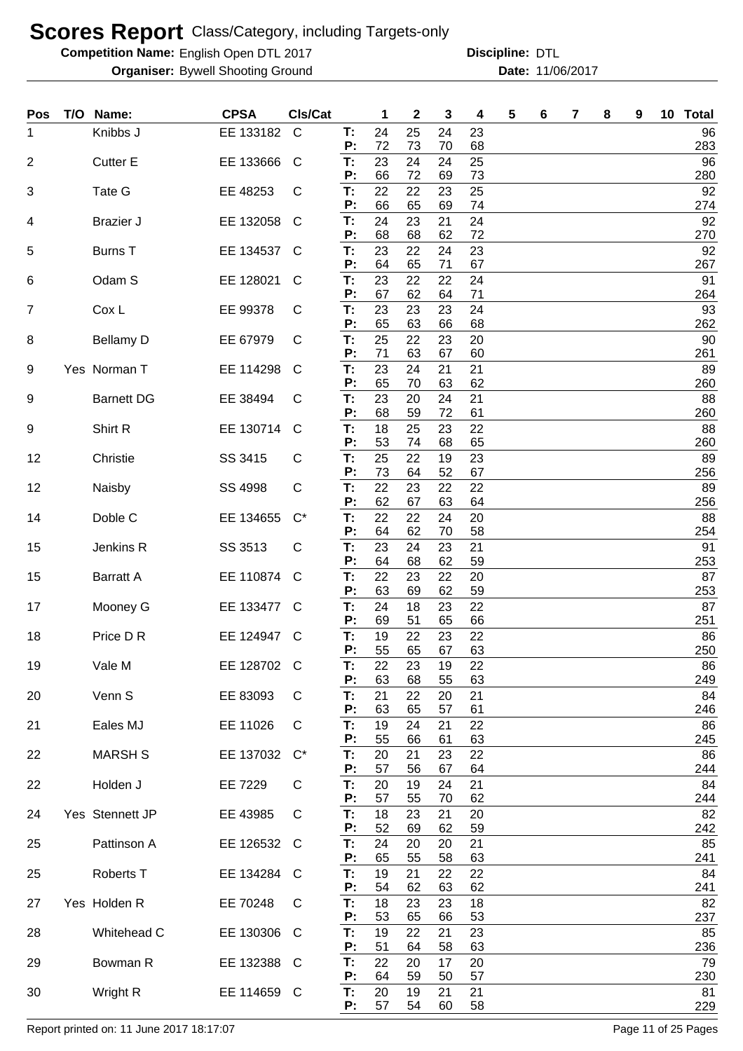# Scores Report Class/Category, including Targets-only

**Competition Name:** English Open DTL 2017 **Discipline:** DTL

**Organiser:** Bywell Shooting Ground **Date:** 11/06/2017

| Pos | T/O | Name: | CPSA | Cls/Cat | | 1 | 2 | 3 | 4 | 5 | 6 | 7 | 8 | 9 | 10 | Total |
|---|---|---|---|---|---|---|---|---|---|---|---|---|---|---|---|---|
| 1 | | Knibbs J | EE 133182 | C | T: | 24 | 25 | 24 | 23 | | | | | | | 96 |
| | | | | | P: | 72 | 73 | 70 | 68 | | | | | | | 283 |
| 2 | | Cutter E | EE 133666 | C | T: | 23 | 24 | 24 | 25 | | | | | | | 96 |
| | | | | | P: | 66 | 72 | 69 | 73 | | | | | | | 280 |
| 3 | | Tate G | EE 48253 | C | T: | 22 | 22 | 23 | 25 | | | | | | | 92 |
| | | | | | P: | 66 | 65 | 69 | 74 | | | | | | | 274 |
| 4 | | Brazier J | EE 132058 | C | T: | 24 | 23 | 21 | 24 | | | | | | | 92 |
| | | | | | P: | 68 | 68 | 62 | 72 | | | | | | | 270 |
| 5 | | Burns T | EE 134537 | C | T: | 23 | 22 | 24 | 23 | | | | | | | 92 |
| | | | | | P: | 64 | 65 | 71 | 67 | | | | | | | 267 |
| 6 | | Odam S | EE 128021 | C | T: | 23 | 22 | 22 | 24 | | | | | | | 91 |
| | | | | | P: | 67 | 62 | 64 | 71 | | | | | | | 264 |
| 7 | | Cox L | EE 99378 | C | T: | 23 | 23 | 23 | 24 | | | | | | | 93 |
| | | | | | P: | 65 | 63 | 66 | 68 | | | | | | | 262 |
| 8 | | Bellamy D | EE 67979 | C | T: | 25 | 22 | 23 | 20 | | | | | | | 90 |
| | | | | | P: | 71 | 63 | 67 | 60 | | | | | | | 261 |
| 9 | Yes | Norman T | EE 114298 | C | T: | 23 | 24 | 21 | 21 | | | | | | | 89 |
| | | | | | P: | 65 | 70 | 63 | 62 | | | | | | | 260 |
| 9 | | Barnett DG | EE 38494 | C | T: | 23 | 20 | 24 | 21 | | | | | | | 88 |
| | | | | | P: | 68 | 59 | 72 | 61 | | | | | | | 260 |
| 9 | | Shirt R | EE 130714 | C | T: | 18 | 25 | 23 | 22 | | | | | | | 88 |
| | | | | | P: | 53 | 74 | 68 | 65 | | | | | | | 260 |
| 12 | | Christie | SS 3415 | C | T: | 25 | 22 | 19 | 23 | | | | | | | 89 |
| | | | | | P: | 73 | 64 | 52 | 67 | | | | | | | 256 |
| 12 | | Naisby | SS 4998 | C | T: | 22 | 23 | 22 | 22 | | | | | | | 89 |
| | | | | | P: | 62 | 67 | 63 | 64 | | | | | | | 256 |
| 14 | | Doble C | EE 134655 | C* | T: | 22 | 22 | 24 | 20 | | | | | | | 88 |
| | | | | | P: | 64 | 62 | 70 | 58 | | | | | | | 254 |
| 15 | | Jenkins R | SS 3513 | C | T: | 23 | 24 | 23 | 21 | | | | | | | 91 |
| | | | | | P: | 64 | 68 | 62 | 59 | | | | | | | 253 |
| 15 | | Barratt A | EE 110874 | C | T: | 22 | 23 | 22 | 20 | | | | | | | 87 |
| | | | | | P: | 63 | 69 | 62 | 59 | | | | | | | 253 |
| 17 | | Mooney G | EE 133477 | C | T: | 24 | 18 | 23 | 22 | | | | | | | 87 |
| | | | | | P: | 69 | 51 | 65 | 66 | | | | | | | 251 |
| 18 | | Price D R | EE 124947 | C | T: | 19 | 22 | 23 | 22 | | | | | | | 86 |
| | | | | | P: | 55 | 65 | 67 | 63 | | | | | | | 250 |
| 19 | | Vale M | EE 128702 | C | T: | 22 | 23 | 19 | 22 | | | | | | | 86 |
| | | | | | P: | 63 | 68 | 55 | 63 | | | | | | | 249 |
| 20 | | Venn S | EE 83093 | C | T: | 21 | 22 | 20 | 21 | | | | | | | 84 |
| | | | | | P: | 63 | 65 | 57 | 61 | | | | | | | 246 |
| 21 | | Eales MJ | EE 11026 | C | T: | 19 | 24 | 21 | 22 | | | | | | | 86 |
| | | | | | P: | 55 | 66 | 61 | 63 | | | | | | | 245 |
| 22 | | MARSH S | EE 137032 | C* | T: | 20 | 21 | 23 | 22 | | | | | | | 86 |
| | | | | | P: | 57 | 56 | 67 | 64 | | | | | | | 244 |
| 22 | | Holden J | EE 7229 | C | T: | 20 | 19 | 24 | 21 | | | | | | | 84 |
| | | | | | P: | 57 | 55 | 70 | 62 | | | | | | | 244 |
| 24 | Yes | Stennett JP | EE 43985 | C | T: | 18 | 23 | 21 | 20 | | | | | | | 82 |
| | | | | | P: | 52 | 69 | 62 | 59 | | | | | | | 242 |
| 25 | | Pattinson A | EE 126532 | C | T: | 24 | 20 | 20 | 21 | | | | | | | 85 |
| | | | | | P: | 65 | 55 | 58 | 63 | | | | | | | 241 |
| 25 | | Roberts T | EE 134284 | C | T: | 19 | 21 | 22 | 22 | | | | | | | 84 |
| | | | | | P: | 54 | 62 | 63 | 62 | | | | | | | 241 |
| 27 | Yes | Holden R | EE 70248 | C | T: | 18 | 23 | 23 | 18 | | | | | | | 82 |
| | | | | | P: | 53 | 65 | 66 | 53 | | | | | | | 237 |
| 28 | | Whitehead C | EE 130306 | C | T: | 19 | 22 | 21 | 23 | | | | | | | 85 |
| | | | | | P: | 51 | 64 | 58 | 63 | | | | | | | 236 |
| 29 | | Bowman R | EE 132388 | C | T: | 22 | 20 | 17 | 20 | | | | | | | 79 |
| | | | | | P: | 64 | 59 | 50 | 57 | | | | | | | 230 |
| 30 | | Wright R | EE 114659 | C | T: | 20 | 19 | 21 | 21 | | | | | | | 81 |
| | | | | | P: | 57 | 54 | 60 | 58 | | | | | | | 229 |

Report printed on: 11 June 2017 18:17:07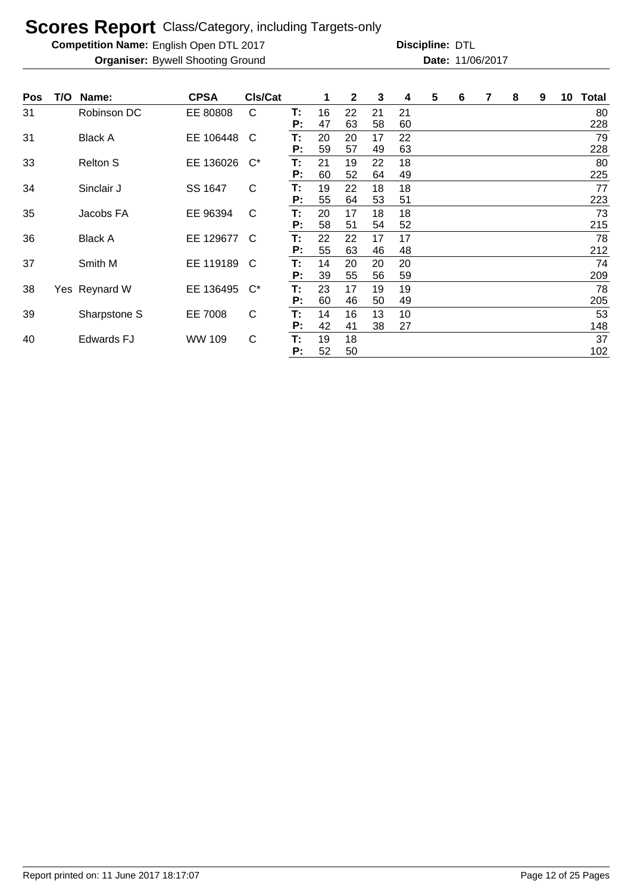# Scores Report Class/Category, including Targets-only

**Competition Name:** English Open DTL 2017 **Discipline:** DTL

**Organiser:** Bywell Shooting Ground **Date:** 11/06/2017

| Pos | T/O | Name: | CPSA | Cls/Cat | | 1 | 2 | 3 | 4 | 5 | 6 | 7 | 8 | 9 | 10 | Total |
|---|---|---|---|---|---|---|---|---|---|---|---|---|---|---|---|---|
| 31 | | Robinson DC | EE 80808 | C | T: | 16 | 22 | 21 | 21 | | | | | | | 80 |
| | | | | | P: | 47 | 63 | 58 | 60 | | | | | | | 228 |
| 31 | | Black A | EE 106448 | C | T: | 20 | 20 | 17 | 22 | | | | | | | 79 |
| | | | | | P: | 59 | 57 | 49 | 63 | | | | | | | 228 |
| 33 | | Relton S | EE 136026 | C* | T: | 21 | 19 | 22 | 18 | | | | | | | 80 |
| | | | | | P: | 60 | 52 | 64 | 49 | | | | | | | 225 |
| 34 | | Sinclair J | SS 1647 | C | T: | 19 | 22 | 18 | 18 | | | | | | | 77 |
| | | | | | P: | 55 | 64 | 53 | 51 | | | | | | | 223 |
| 35 | | Jacobs FA | EE 96394 | C | T: | 20 | 17 | 18 | 18 | | | | | | | 73 |
| | | | | | P: | 58 | 51 | 54 | 52 | | | | | | | 215 |
| 36 | | Black A | EE 129677 | C | T: | 22 | 22 | 17 | 17 | | | | | | | 78 |
| | | | | | P: | 55 | 63 | 46 | 48 | | | | | | | 212 |
| 37 | | Smith M | EE 119189 | C | T: | 14 | 20 | 20 | 20 | | | | | | | 74 |
| | | | | | P: | 39 | 55 | 56 | 59 | | | | | | | 209 |
| 38 | Yes | Reynard W | EE 136495 | C* | T: | 23 | 17 | 19 | 19 | | | | | | | 78 |
| | | | | | P: | 60 | 46 | 50 | 49 | | | | | | | 205 |
| 39 | | Sharpstone S | EE 7008 | C | T: | 14 | 16 | 13 | 10 | | | | | | | 53 |
| | | | | | P: | 42 | 41 | 38 | 27 | | | | | | | 148 |
| 40 | | Edwards FJ | WW 109 | C | T: | 19 | 18 | | | | | | | | | 37 |
| | | | | | P: | 52 | 50 | | | | | | | | | 102 |

Report printed on: 11 June 2017 18:17:07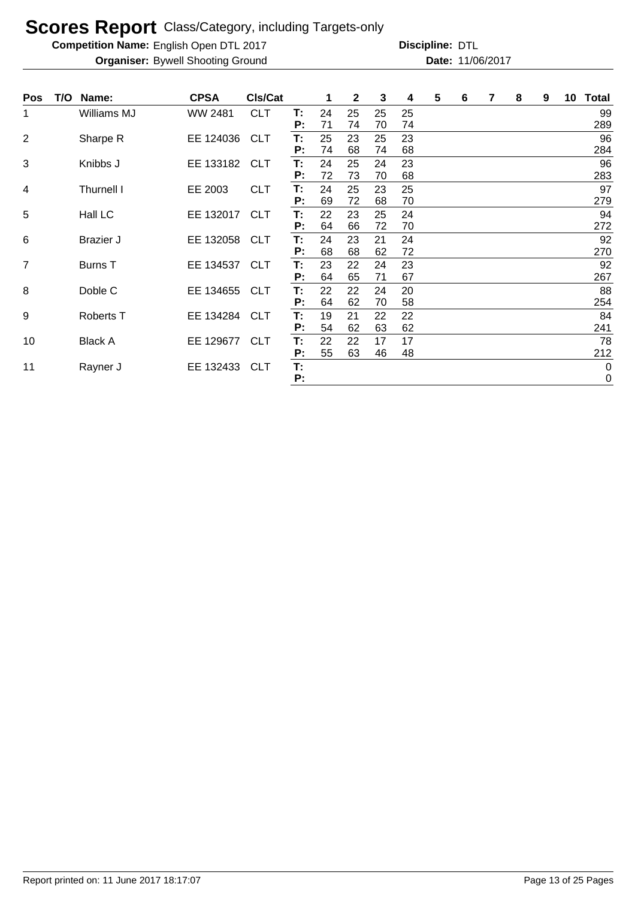# Scores Report Class/Category, including Targets-only

**Competition Name:** English Open DTL 2017 **Discipline:** DTL

**Organiser:** Bywell Shooting Ground **Date:** 11/06/2017

| Pos | T/O | Name: | CPSA | Cls/Cat | | 1 | 2 | 3 | 4 | 5 | 6 | 7 | 8 | 9 | 10 | Total |
|---|---|---|---|---|---|---|---|---|---|---|---|---|---|---|---|---|
| 1 | | Williams MJ | WW 2481 | CLT | T: | 24 | 25 | 25 | 25 | | | | | | | 99 |
| | | | | | P: | 71 | 74 | 70 | 74 | | | | | | | 289 |
| 2 | | Sharpe R | EE 124036 | CLT | T: | 25 | 23 | 25 | 23 | | | | | | | 96 |
| | | | | | P: | 74 | 68 | 74 | 68 | | | | | | | 284 |
| 3 | | Knibbs J | EE 133182 | CLT | T: | 24 | 25 | 24 | 23 | | | | | | | 96 |
| | | | | | P: | 72 | 73 | 70 | 68 | | | | | | | 283 |
| 4 | | Thurnell I | EE 2003 | CLT | T: | 24 | 25 | 23 | 25 | | | | | | | 97 |
| | | | | | P: | 69 | 72 | 68 | 70 | | | | | | | 279 |
| 5 | | Hall LC | EE 132017 | CLT | T: | 22 | 23 | 25 | 24 | | | | | | | 94 |
| | | | | | P: | 64 | 66 | 72 | 70 | | | | | | | 272 |
| 6 | | Brazier J | EE 132058 | CLT | T: | 24 | 23 | 21 | 24 | | | | | | | 92 |
| | | | | | P: | 68 | 68 | 62 | 72 | | | | | | | 270 |
| 7 | | Burns T | EE 134537 | CLT | T: | 23 | 22 | 24 | 23 | | | | | | | 92 |
| | | | | | P: | 64 | 65 | 71 | 67 | | | | | | | 267 |
| 8 | | Doble C | EE 134655 | CLT | T: | 22 | 22 | 24 | 20 | | | | | | | 88 |
| | | | | | P: | 64 | 62 | 70 | 58 | | | | | | | 254 |
| 9 | | Roberts T | EE 134284 | CLT | T: | 19 | 21 | 22 | 22 | | | | | | | 84 |
| | | | | | P: | 54 | 62 | 63 | 62 | | | | | | | 241 |
| 10 | | Black A | EE 129677 | CLT | T: | 22 | 22 | 17 | 17 | | | | | | | 78 |
| | | | | | P: | 55 | 63 | 46 | 48 | | | | | | | 212 |
| 11 | | Rayner J | EE 132433 | CLT | T: | | | | | | | | | | | 0 |
| | | | | | P: | | | | | | | | | | | 0 |

Report printed on: 11 June 2017 18:17:07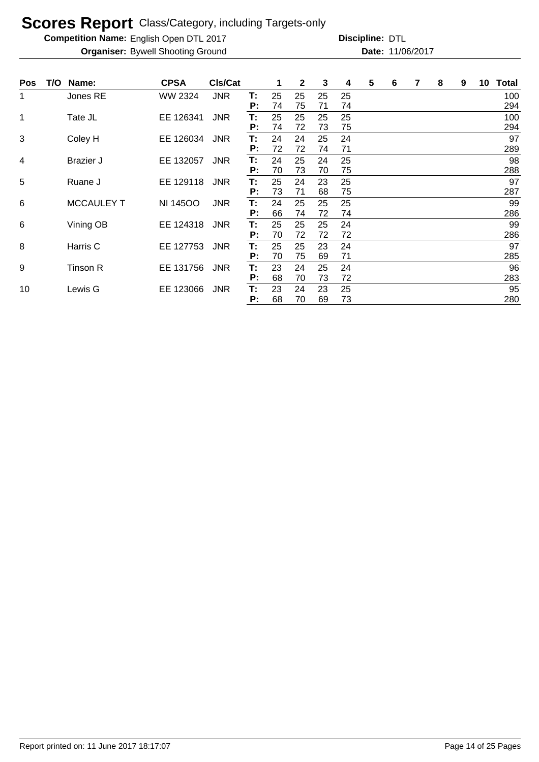# Scores Report Class/Category, including Targets-only

**Competition Name:** English Open DTL 2017 **Discipline:** DTL

**Organiser:** Bywell Shooting Ground **Date:** 11/06/2017

| Pos | T/O | Name: | CPSA | Cls/Cat | | 1 | 2 | 3 | 4 | 5 | 6 | 7 | 8 | 9 | 10 | Total |
|---|---|---|---|---|---|---|---|---|---|---|---|---|---|---|---|---|
| 1 | | Jones RE | WW 2324 | JNR | T: | 25 | 25 | 25 | 25 | | | | | | | 100 |
| | | | | | P: | 74 | 75 | 71 | 74 | | | | | | | 294 |
| 1 | | Tate JL | EE 126341 | JNR | T: | 25 | 25 | 25 | 25 | | | | | | | 100 |
| | | | | | P: | 74 | 72 | 73 | 75 | | | | | | | 294 |
| 3 | | Coley H | EE 126034 | JNR | T: | 24 | 24 | 25 | 24 | | | | | | | 97 |
| | | | | | P: | 72 | 72 | 74 | 71 | | | | | | | 289 |
| 4 | | Brazier J | EE 132057 | JNR | T: | 24 | 25 | 24 | 25 | | | | | | | 98 |
| | | | | | P: | 70 | 73 | 70 | 75 | | | | | | | 288 |
| 5 | | Ruane J | EE 129118 | JNR | T: | 25 | 24 | 23 | 25 | | | | | | | 97 |
| | | | | | P: | 73 | 71 | 68 | 75 | | | | | | | 287 |
| 6 | | MCCAULEY T | NI 145OO | JNR | T: | 24 | 25 | 25 | 25 | | | | | | | 99 |
| | | | | | P: | 66 | 74 | 72 | 74 | | | | | | | 286 |
| 6 | | Vining OB | EE 124318 | JNR | T: | 25 | 25 | 25 | 24 | | | | | | | 99 |
| | | | | | P: | 70 | 72 | 72 | 72 | | | | | | | 286 |
| 8 | | Harris C | EE 127753 | JNR | T: | 25 | 25 | 23 | 24 | | | | | | | 97 |
| | | | | | P: | 70 | 75 | 69 | 71 | | | | | | | 285 |
| 9 | | Tinson R | EE 131756 | JNR | T: | 23 | 24 | 25 | 24 | | | | | | | 96 |
| | | | | | P: | 68 | 70 | 73 | 72 | | | | | | | 283 |
| 10 | | Lewis G | EE 123066 | JNR | T: | 23 | 24 | 23 | 25 | | | | | | | 95 |
| | | | | | P: | 68 | 70 | 69 | 73 | | | | | | | 280 |

Report printed on: 11 June 2017 18:17:07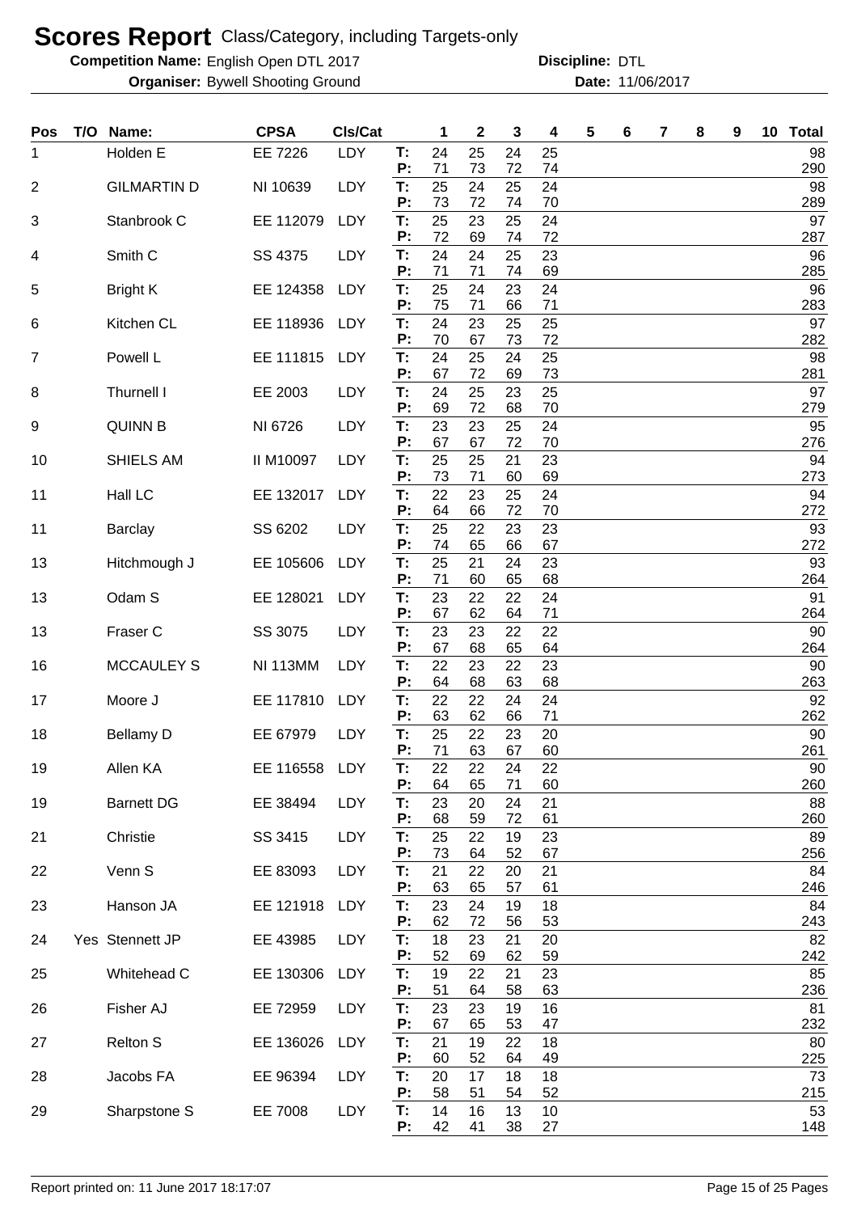# Scores Report Class/Category, including Targets-only

**Competition Name:** English Open DTL 2017  **Discipline:** DTL
**Organiser:** Bywell Shooting Ground  **Date:** 11/06/2017

| Pos | T/O | Name: | CPSA | Cls/Cat | | 1 | 2 | 3 | 4 | 5 | 6 | 7 | 8 | 9 | 10 | Total |
|---|---|---|---|---|---|---|---|---|---|---|---|---|---|---|---|---|
| 1 | | Holden E | EE 7226 | LDY | T: | 24 | 25 | 24 | 25 | | | | | | | 98 |
| | | | | | P: | 71 | 73 | 72 | 74 | | | | | | | 290 |
| 2 | | GILMARTIN D | NI 10639 | LDY | T: | 25 | 24 | 25 | 24 | | | | | | | 98 |
| | | | | | P: | 73 | 72 | 74 | 70 | | | | | | | 289 |
| 3 | | Stanbrook C | EE 112079 | LDY | T: | 25 | 23 | 25 | 24 | | | | | | | 97 |
| | | | | | P: | 72 | 69 | 74 | 72 | | | | | | | 287 |
| 4 | | Smith C | SS 4375 | LDY | T: | 24 | 24 | 25 | 23 | | | | | | | 96 |
| | | | | | P: | 71 | 71 | 74 | 69 | | | | | | | 285 |
| 5 | | Bright K | EE 124358 | LDY | T: | 25 | 24 | 23 | 24 | | | | | | | 96 |
| | | | | | P: | 75 | 71 | 66 | 71 | | | | | | | 283 |
| 6 | | Kitchen CL | EE 118936 | LDY | T: | 24 | 23 | 25 | 25 | | | | | | | 97 |
| | | | | | P: | 70 | 67 | 73 | 72 | | | | | | | 282 |
| 7 | | Powell L | EE 111815 | LDY | T: | 24 | 25 | 24 | 25 | | | | | | | 98 |
| | | | | | P: | 67 | 72 | 69 | 73 | | | | | | | 281 |
| 8 | | Thurnell I | EE 2003 | LDY | T: | 24 | 25 | 23 | 25 | | | | | | | 97 |
| | | | | | P: | 69 | 72 | 68 | 70 | | | | | | | 279 |
| 9 | | QUINN B | NI 6726 | LDY | T: | 23 | 23 | 25 | 24 | | | | | | | 95 |
| | | | | | P: | 67 | 67 | 72 | 70 | | | | | | | 276 |
| 10 | | SHIELS AM | II M10097 | LDY | T: | 25 | 25 | 21 | 23 | | | | | | | 94 |
| | | | | | P: | 73 | 71 | 60 | 69 | | | | | | | 273 |
| 11 | | Hall LC | EE 132017 | LDY | T: | 22 | 23 | 25 | 24 | | | | | | | 94 |
| | | | | | P: | 64 | 66 | 72 | 70 | | | | | | | 272 |
| 11 | | Barclay | SS 6202 | LDY | T: | 25 | 22 | 23 | 23 | | | | | | | 93 |
| | | | | | P: | 74 | 65 | 66 | 67 | | | | | | | 272 |
| 13 | | Hitchmough J | EE 105606 | LDY | T: | 25 | 21 | 24 | 23 | | | | | | | 93 |
| | | | | | P: | 71 | 60 | 65 | 68 | | | | | | | 264 |
| 13 | | Odam S | EE 128021 | LDY | T: | 23 | 22 | 22 | 24 | | | | | | | 91 |
| | | | | | P: | 67 | 62 | 64 | 71 | | | | | | | 264 |
| 13 | | Fraser C | SS 3075 | LDY | T: | 23 | 23 | 22 | 22 | | | | | | | 90 |
| | | | | | P: | 67 | 68 | 65 | 64 | | | | | | | 264 |
| 16 | | MCCAULEY S | NI 113MM | LDY | T: | 22 | 23 | 22 | 23 | | | | | | | 90 |
| | | | | | P: | 64 | 68 | 63 | 68 | | | | | | | 263 |
| 17 | | Moore J | EE 117810 | LDY | T: | 22 | 22 | 24 | 24 | | | | | | | 92 |
| | | | | | P: | 63 | 62 | 66 | 71 | | | | | | | 262 |
| 18 | | Bellamy D | EE 67979 | LDY | T: | 25 | 22 | 23 | 20 | | | | | | | 90 |
| | | | | | P: | 71 | 63 | 67 | 60 | | | | | | | 261 |
| 19 | | Allen KA | EE 116558 | LDY | T: | 22 | 22 | 24 | 22 | | | | | | | 90 |
| | | | | | P: | 64 | 65 | 71 | 60 | | | | | | | 260 |
| 19 | | Barnett DG | EE 38494 | LDY | T: | 23 | 20 | 24 | 21 | | | | | | | 88 |
| | | | | | P: | 68 | 59 | 72 | 61 | | | | | | | 260 |
| 21 | | Christie | SS 3415 | LDY | T: | 25 | 22 | 19 | 23 | | | | | | | 89 |
| | | | | | P: | 73 | 64 | 52 | 67 | | | | | | | 256 |
| 22 | | Venn S | EE 83093 | LDY | T: | 21 | 22 | 20 | 21 | | | | | | | 84 |
| | | | | | P: | 63 | 65 | 57 | 61 | | | | | | | 246 |
| 23 | | Hanson JA | EE 121918 | LDY | T: | 23 | 24 | 19 | 18 | | | | | | | 84 |
| | | | | | P: | 62 | 72 | 56 | 53 | | | | | | | 243 |
| 24 | Yes | Stennett JP | EE 43985 | LDY | T: | 18 | 23 | 21 | 20 | | | | | | | 82 |
| | | | | | P: | 52 | 69 | 62 | 59 | | | | | | | 242 |
| 25 | | Whitehead C | EE 130306 | LDY | T: | 19 | 22 | 21 | 23 | | | | | | | 85 |
| | | | | | P: | 51 | 64 | 58 | 63 | | | | | | | 236 |
| 26 | | Fisher AJ | EE 72959 | LDY | T: | 23 | 23 | 19 | 16 | | | | | | | 81 |
| | | | | | P: | 67 | 65 | 53 | 47 | | | | | | | 232 |
| 27 | | Relton S | EE 136026 | LDY | T: | 21 | 19 | 22 | 18 | | | | | | | 80 |
| | | | | | P: | 60 | 52 | 64 | 49 | | | | | | | 225 |
| 28 | | Jacobs FA | EE 96394 | LDY | T: | 20 | 17 | 18 | 18 | | | | | | | 73 |
| | | | | | P: | 58 | 51 | 54 | 52 | | | | | | | 215 |
| 29 | | Sharpstone S | EE 7008 | LDY | T: | 14 | 16 | 13 | 10 | | | | | | | 53 |
| | | | | | P: | 42 | 41 | 38 | 27 | | | | | | | 148 |

Report printed on: 11 June 2017 18:17:07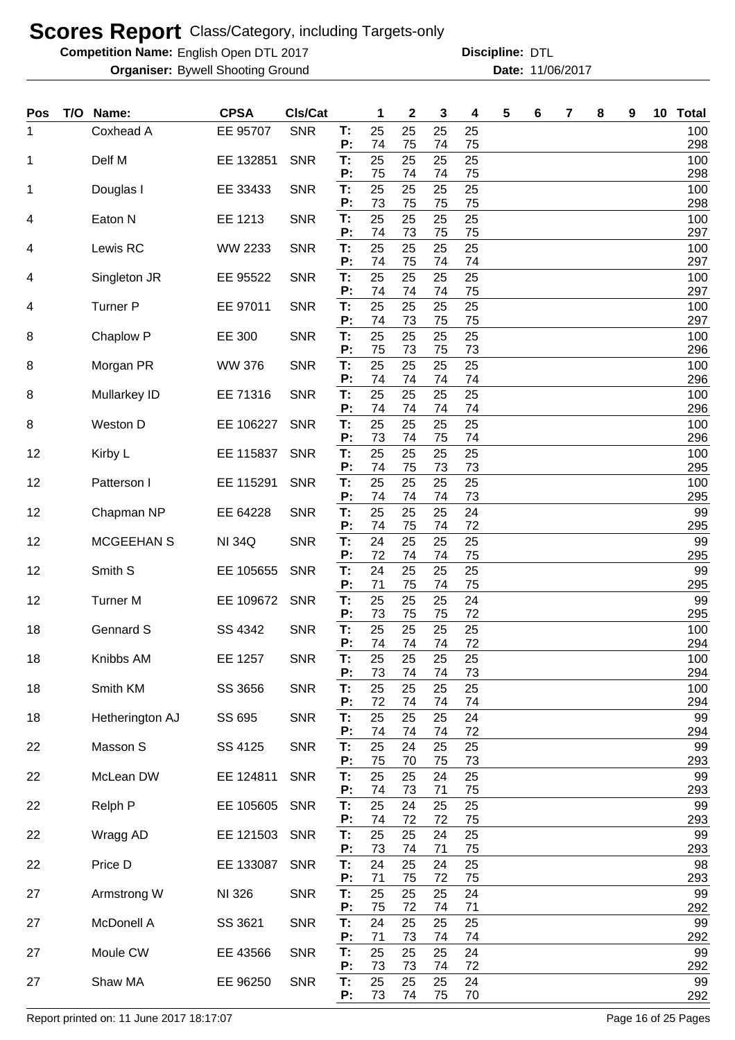# Scores Report Class/Category, including Targets-only

**Competition Name:** English Open DTL 2017 **Discipline:** DTL

**Organiser:** Bywell Shooting Ground **Date:** 11/06/2017

| Pos | T/O | Name: | CPSA | Cls/Cat | | 1 | 2 | 3 | 4 | 5 | 6 | 7 | 8 | 9 | 10 | Total |
|---|---|---|---|---|---|---|---|---|---|---|---|---|---|---|---|---|
| 1 | | Coxhead A | EE 95707 | SNR | T: | 25 | 25 | 25 | 25 | | | | | | | 100 |
| | | | | | P: | 74 | 75 | 74 | 75 | | | | | | | 298 |
| 1 | | Delf M | EE 132851 | SNR | T: | 25 | 25 | 25 | 25 | | | | | | | 100 |
| | | | | | P: | 75 | 74 | 74 | 75 | | | | | | | 298 |
| 1 | | Douglas I | EE 33433 | SNR | T: | 25 | 25 | 25 | 25 | | | | | | | 100 |
| | | | | | P: | 73 | 75 | 75 | 75 | | | | | | | 298 |
| 4 | | Eaton N | EE 1213 | SNR | T: | 25 | 25 | 25 | 25 | | | | | | | 100 |
| | | | | | P: | 74 | 73 | 75 | 75 | | | | | | | 297 |
| 4 | | Lewis RC | WW 2233 | SNR | T: | 25 | 25 | 25 | 25 | | | | | | | 100 |
| | | | | | P: | 74 | 75 | 74 | 74 | | | | | | | 297 |
| 4 | | Singleton JR | EE 95522 | SNR | T: | 25 | 25 | 25 | 25 | | | | | | | 100 |
| | | | | | P: | 74 | 74 | 74 | 75 | | | | | | | 297 |
| 4 | | Turner P | EE 97011 | SNR | T: | 25 | 25 | 25 | 25 | | | | | | | 100 |
| | | | | | P: | 74 | 73 | 75 | 75 | | | | | | | 297 |
| 8 | | Chaplow P | EE 300 | SNR | T: | 25 | 25 | 25 | 25 | | | | | | | 100 |
| | | | | | P: | 75 | 73 | 75 | 73 | | | | | | | 296 |
| 8 | | Morgan PR | WW 376 | SNR | T: | 25 | 25 | 25 | 25 | | | | | | | 100 |
| | | | | | P: | 74 | 74 | 74 | 74 | | | | | | | 296 |
| 8 | | Mullarkey ID | EE 71316 | SNR | T: | 25 | 25 | 25 | 25 | | | | | | | 100 |
| | | | | | P: | 74 | 74 | 74 | 74 | | | | | | | 296 |
| 8 | | Weston D | EE 106227 | SNR | T: | 25 | 25 | 25 | 25 | | | | | | | 100 |
| | | | | | P: | 73 | 74 | 75 | 74 | | | | | | | 296 |
| 12 | | Kirby L | EE 115837 | SNR | T: | 25 | 25 | 25 | 25 | | | | | | | 100 |
| | | | | | P: | 74 | 75 | 73 | 73 | | | | | | | 295 |
| 12 | | Patterson I | EE 115291 | SNR | T: | 25 | 25 | 25 | 25 | | | | | | | 100 |
| | | | | | P: | 74 | 74 | 74 | 73 | | | | | | | 295 |
| 12 | | Chapman NP | EE 64228 | SNR | T: | 25 | 25 | 25 | 24 | | | | | | | 99 |
| | | | | | P: | 74 | 75 | 74 | 72 | | | | | | | 295 |
| 12 | | MCGEEHAN S | NI 34Q | SNR | T: | 24 | 25 | 25 | 25 | | | | | | | 99 |
| | | | | | P: | 72 | 74 | 74 | 75 | | | | | | | 295 |
| 12 | | Smith S | EE 105655 | SNR | T: | 24 | 25 | 25 | 25 | | | | | | | 99 |
| | | | | | P: | 71 | 75 | 74 | 75 | | | | | | | 295 |
| 12 | | Turner M | EE 109672 | SNR | T: | 25 | 25 | 25 | 24 | | | | | | | 99 |
| | | | | | P: | 73 | 75 | 75 | 72 | | | | | | | 295 |
| 18 | | Gennard S | SS 4342 | SNR | T: | 25 | 25 | 25 | 25 | | | | | | | 100 |
| | | | | | P: | 74 | 74 | 74 | 72 | | | | | | | 294 |
| 18 | | Knibbs AM | EE 1257 | SNR | T: | 25 | 25 | 25 | 25 | | | | | | | 100 |
| | | | | | P: | 73 | 74 | 74 | 73 | | | | | | | 294 |
| 18 | | Smith KM | SS 3656 | SNR | T: | 25 | 25 | 25 | 25 | | | | | | | 100 |
| | | | | | P: | 72 | 74 | 74 | 74 | | | | | | | 294 |
| 18 | | Hetherington AJ | SS 695 | SNR | T: | 25 | 25 | 25 | 24 | | | | | | | 99 |
| | | | | | P: | 74 | 74 | 74 | 72 | | | | | | | 294 |
| 22 | | Masson S | SS 4125 | SNR | T: | 25 | 24 | 25 | 25 | | | | | | | 99 |
| | | | | | P: | 75 | 70 | 75 | 73 | | | | | | | 293 |
| 22 | | McLean DW | EE 124811 | SNR | T: | 25 | 25 | 24 | 25 | | | | | | | 99 |
| | | | | | P: | 74 | 73 | 71 | 75 | | | | | | | 293 |
| 22 | | Relph P | EE 105605 | SNR | T: | 25 | 24 | 25 | 25 | | | | | | | 99 |
| | | | | | P: | 74 | 72 | 72 | 75 | | | | | | | 293 |
| 22 | | Wragg AD | EE 121503 | SNR | T: | 25 | 25 | 24 | 25 | | | | | | | 99 |
| | | | | | P: | 73 | 74 | 71 | 75 | | | | | | | 293 |
| 22 | | Price D | EE 133087 | SNR | T: | 24 | 25 | 24 | 25 | | | | | | | 98 |
| | | | | | P: | 71 | 75 | 72 | 75 | | | | | | | 293 |
| 27 | | Armstrong W | NI 326 | SNR | T: | 25 | 25 | 25 | 24 | | | | | | | 99 |
| | | | | | P: | 75 | 72 | 74 | 71 | | | | | | | 292 |
| 27 | | McDonell A | SS 3621 | SNR | T: | 24 | 25 | 25 | 25 | | | | | | | 99 |
| | | | | | P: | 71 | 73 | 74 | 74 | | | | | | | 292 |
| 27 | | Moule CW | EE 43566 | SNR | T: | 25 | 25 | 25 | 24 | | | | | | | 99 |
| | | | | | P: | 73 | 73 | 74 | 72 | | | | | | | 292 |
| 27 | | Shaw MA | EE 96250 | SNR | T: | 25 | 25 | 25 | 24 | | | | | | | 99 |
| | | | | | P: | 73 | 74 | 75 | 70 | | | | | | | 292 |

Report printed on: 11 June 2017 18:17:07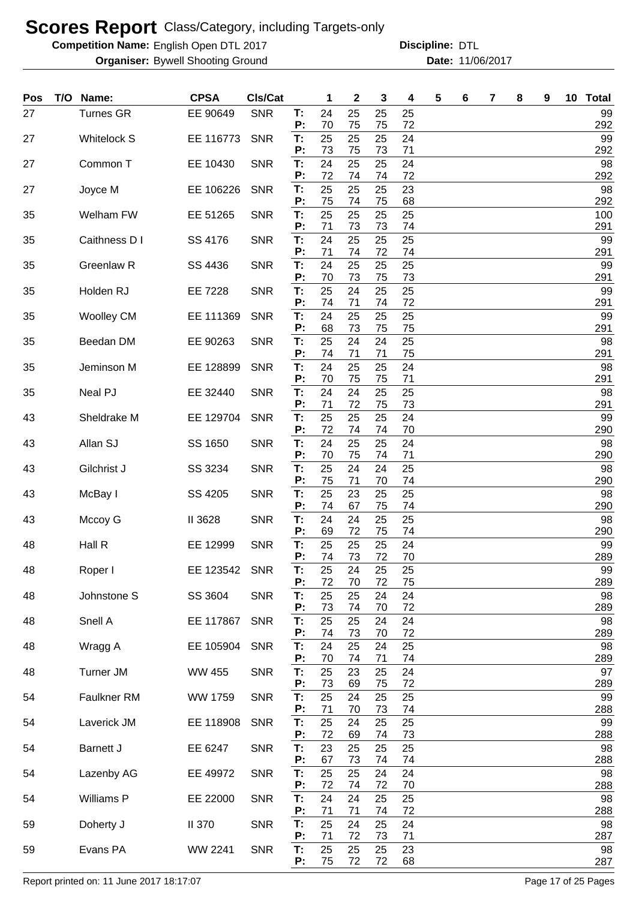# Scores Report Class/Category, including Targets-only

**Competition Name:** English Open DTL 2017 **Discipline:** DTL
**Organiser:** Bywell Shooting Ground **Date:** 11/06/2017

| Pos | T/O | Name: | CPSA | Cls/Cat | | 1 | 2 | 3 | 4 | 5 | 6 | 7 | 8 | 9 | 10 | Total |
|---|---|---|---|---|---|---|---|---|---|---|---|---|---|---|---|---|
| 27 | | Turnes GR | EE 90649 | SNR | T: | 24 | 25 | 25 | 25 | | | | | | | 99 |
| | | | | | P: | 70 | 75 | 75 | 72 | | | | | | | 292 |
| 27 | | Whitelock S | EE 116773 | SNR | T: | 25 | 25 | 25 | 24 | | | | | | | 99 |
| | | | | | P: | 73 | 75 | 73 | 71 | | | | | | | 292 |
| 27 | | Common T | EE 10430 | SNR | T: | 24 | 25 | 25 | 24 | | | | | | | 98 |
| | | | | | P: | 72 | 74 | 74 | 72 | | | | | | | 292 |
| 27 | | Joyce M | EE 106226 | SNR | T: | 25 | 25 | 25 | 23 | | | | | | | 98 |
| | | | | | P: | 75 | 74 | 75 | 68 | | | | | | | 292 |
| 35 | | Welham FW | EE 51265 | SNR | T: | 25 | 25 | 25 | 25 | | | | | | | 100 |
| | | | | | P: | 71 | 73 | 73 | 74 | | | | | | | 291 |
| 35 | | Caithness D I | SS 4176 | SNR | T: | 24 | 25 | 25 | 25 | | | | | | | 99 |
| | | | | | P: | 71 | 74 | 72 | 74 | | | | | | | 291 |
| 35 | | Greenlaw R | SS 4436 | SNR | T: | 24 | 25 | 25 | 25 | | | | | | | 99 |
| | | | | | P: | 70 | 73 | 75 | 73 | | | | | | | 291 |
| 35 | | Holden RJ | EE 7228 | SNR | T: | 25 | 24 | 25 | 25 | | | | | | | 99 |
| | | | | | P: | 74 | 71 | 74 | 72 | | | | | | | 291 |
| 35 | | Woolley CM | EE 111369 | SNR | T: | 24 | 25 | 25 | 25 | | | | | | | 99 |
| | | | | | P: | 68 | 73 | 75 | 75 | | | | | | | 291 |
| 35 | | Beedan DM | EE 90263 | SNR | T: | 25 | 24 | 24 | 25 | | | | | | | 98 |
| | | | | | P: | 74 | 71 | 71 | 75 | | | | | | | 291 |
| 35 | | Jeminson M | EE 128899 | SNR | T: | 24 | 25 | 25 | 24 | | | | | | | 98 |
| | | | | | P: | 70 | 75 | 75 | 71 | | | | | | | 291 |
| 35 | | Neal PJ | EE 32440 | SNR | T: | 24 | 24 | 25 | 25 | | | | | | | 98 |
| | | | | | P: | 71 | 72 | 75 | 73 | | | | | | | 291 |
| 43 | | Sheldrake M | EE 129704 | SNR | T: | 25 | 25 | 25 | 24 | | | | | | | 99 |
| | | | | | P: | 72 | 74 | 74 | 70 | | | | | | | 290 |
| 43 | | Allan SJ | SS 1650 | SNR | T: | 24 | 25 | 25 | 24 | | | | | | | 98 |
| | | | | | P: | 70 | 75 | 74 | 71 | | | | | | | 290 |
| 43 | | Gilchrist J | SS 3234 | SNR | T: | 25 | 24 | 24 | 25 | | | | | | | 98 |
| | | | | | P: | 75 | 71 | 70 | 74 | | | | | | | 290 |
| 43 | | McBay I | SS 4205 | SNR | T: | 25 | 23 | 25 | 25 | | | | | | | 98 |
| | | | | | P: | 74 | 67 | 75 | 74 | | | | | | | 290 |
| 43 | | Mccoy G | II 3628 | SNR | T: | 24 | 24 | 25 | 25 | | | | | | | 98 |
| | | | | | P: | 69 | 72 | 75 | 74 | | | | | | | 290 |
| 48 | | Hall R | EE 12999 | SNR | T: | 25 | 25 | 25 | 24 | | | | | | | 99 |
| | | | | | P: | 74 | 73 | 72 | 70 | | | | | | | 289 |
| 48 | | Roper I | EE 123542 | SNR | T: | 25 | 24 | 25 | 25 | | | | | | | 99 |
| | | | | | P: | 72 | 70 | 72 | 75 | | | | | | | 289 |
| 48 | | Johnstone S | SS 3604 | SNR | T: | 25 | 25 | 24 | 24 | | | | | | | 98 |
| | | | | | P: | 73 | 74 | 70 | 72 | | | | | | | 289 |
| 48 | | Snell A | EE 117867 | SNR | T: | 25 | 25 | 24 | 24 | | | | | | | 98 |
| | | | | | P: | 74 | 73 | 70 | 72 | | | | | | | 289 |
| 48 | | Wragg A | EE 105904 | SNR | T: | 24 | 25 | 24 | 25 | | | | | | | 98 |
| | | | | | P: | 70 | 74 | 71 | 74 | | | | | | | 289 |
| 48 | | Turner JM | WW 455 | SNR | T: | 25 | 23 | 25 | 24 | | | | | | | 97 |
| | | | | | P: | 73 | 69 | 75 | 72 | | | | | | | 289 |
| 54 | | Faulkner RM | WW 1759 | SNR | T: | 25 | 24 | 25 | 25 | | | | | | | 99 |
| | | | | | P: | 71 | 70 | 73 | 74 | | | | | | | 288 |
| 54 | | Laverick JM | EE 118908 | SNR | T: | 25 | 24 | 25 | 25 | | | | | | | 99 |
| | | | | | P: | 72 | 69 | 74 | 73 | | | | | | | 288 |
| 54 | | Barnett J | EE 6247 | SNR | T: | 23 | 25 | 25 | 25 | | | | | | | 98 |
| | | | | | P: | 67 | 73 | 74 | 74 | | | | | | | 288 |
| 54 | | Lazenby AG | EE 49972 | SNR | T: | 25 | 25 | 24 | 24 | | | | | | | 98 |
| | | | | | P: | 72 | 74 | 72 | 70 | | | | | | | 288 |
| 54 | | Williams P | EE 22000 | SNR | T: | 24 | 24 | 25 | 25 | | | | | | | 98 |
| | | | | | P: | 71 | 71 | 74 | 72 | | | | | | | 288 |
| 59 | | Doherty J | II 370 | SNR | T: | 25 | 24 | 25 | 24 | | | | | | | 98 |
| | | | | | P: | 71 | 72 | 73 | 71 | | | | | | | 287 |
| 59 | | Evans PA | WW 2241 | SNR | T: | 25 | 25 | 25 | 23 | | | | | | | 98 |
| | | | | | P: | 75 | 72 | 72 | 68 | | | | | | | 287 |

Report printed on: 11 June 2017 18:17:07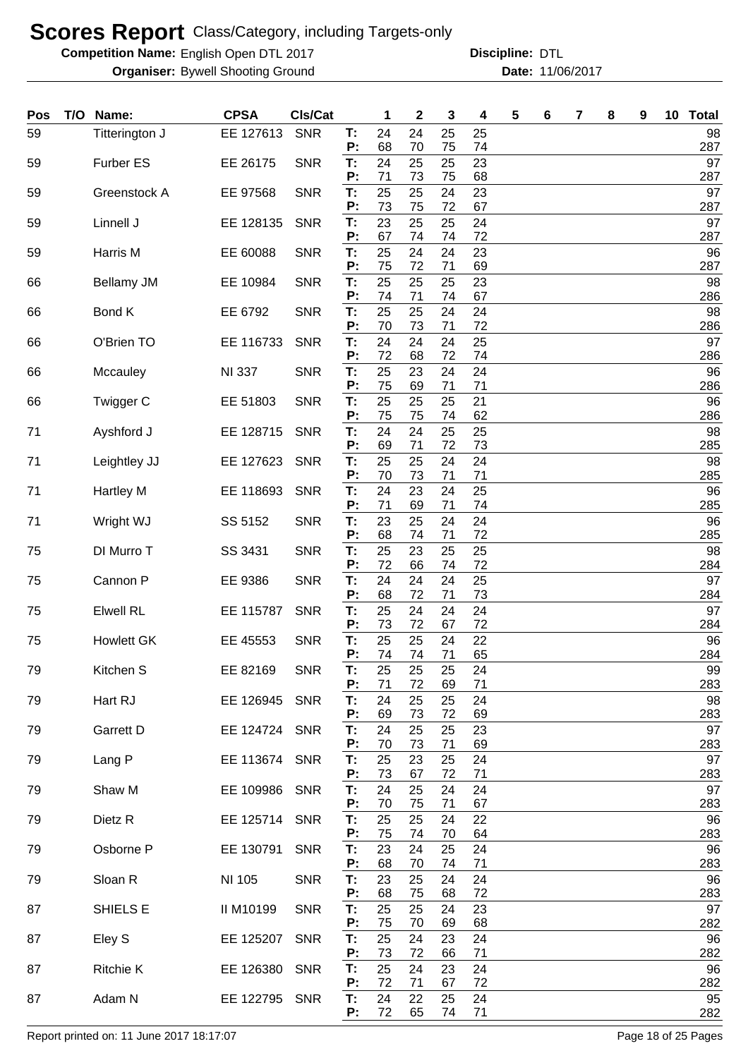# Scores Report Class/Category, including Targets-only

**Competition Name:** English Open DTL 2017 **Discipline:** DTL

**Organiser:** Bywell Shooting Ground **Date:** 11/06/2017

| Pos | T/O | Name: | CPSA | Cls/Cat | | 1 | 2 | 3 | 4 | 5 | 6 | 7 | 8 | 9 | 10 | Total |
|---|---|---|---|---|---|---|---|---|---|---|---|---|---|---|---|---|
| 59 | | Titterington J | EE 127613 | SNR | T: | 24 | 24 | 25 | 25 | | | | | | | 98 |
| | | | | | P: | 68 | 70 | 75 | 74 | | | | | | | 287 |
| 59 | | Furber ES | EE 26175 | SNR | T: | 24 | 25 | 25 | 23 | | | | | | | 97 |
| | | | | | P: | 71 | 73 | 75 | 68 | | | | | | | 287 |
| 59 | | Greenstock A | EE 97568 | SNR | T: | 25 | 25 | 24 | 23 | | | | | | | 97 |
| | | | | | P: | 73 | 75 | 72 | 67 | | | | | | | 287 |
| 59 | | Linnell J | EE 128135 | SNR | T: | 23 | 25 | 25 | 24 | | | | | | | 97 |
| | | | | | P: | 67 | 74 | 74 | 72 | | | | | | | 287 |
| 59 | | Harris M | EE 60088 | SNR | T: | 25 | 24 | 24 | 23 | | | | | | | 96 |
| | | | | | P: | 75 | 72 | 71 | 69 | | | | | | | 287 |
| 66 | | Bellamy JM | EE 10984 | SNR | T: | 25 | 25 | 25 | 23 | | | | | | | 98 |
| | | | | | P: | 74 | 71 | 74 | 67 | | | | | | | 286 |
| 66 | | Bond K | EE 6792 | SNR | T: | 25 | 25 | 24 | 24 | | | | | | | 98 |
| | | | | | P: | 70 | 73 | 71 | 72 | | | | | | | 286 |
| 66 | | O'Brien TO | EE 116733 | SNR | T: | 24 | 24 | 24 | 25 | | | | | | | 97 |
| | | | | | P: | 72 | 68 | 72 | 74 | | | | | | | 286 |
| 66 | | Mccauley | NI 337 | SNR | T: | 25 | 23 | 24 | 24 | | | | | | | 96 |
| | | | | | P: | 75 | 69 | 71 | 71 | | | | | | | 286 |
| 66 | | Twigger C | EE 51803 | SNR | T: | 25 | 25 | 25 | 21 | | | | | | | 96 |
| | | | | | P: | 75 | 75 | 74 | 62 | | | | | | | 286 |
| 71 | | Ayshford J | EE 128715 | SNR | T: | 24 | 24 | 25 | 25 | | | | | | | 98 |
| | | | | | P: | 69 | 71 | 72 | 73 | | | | | | | 285 |
| 71 | | Leightley JJ | EE 127623 | SNR | T: | 25 | 25 | 24 | 24 | | | | | | | 98 |
| | | | | | P: | 70 | 73 | 71 | 71 | | | | | | | 285 |
| 71 | | Hartley M | EE 118693 | SNR | T: | 24 | 23 | 24 | 25 | | | | | | | 96 |
| | | | | | P: | 71 | 69 | 71 | 74 | | | | | | | 285 |
| 71 | | Wright WJ | SS 5152 | SNR | T: | 23 | 25 | 24 | 24 | | | | | | | 96 |
| | | | | | P: | 68 | 74 | 71 | 72 | | | | | | | 285 |
| 75 | | DI Murro T | SS 3431 | SNR | T: | 25 | 23 | 25 | 25 | | | | | | | 98 |
| | | | | | P: | 72 | 66 | 74 | 72 | | | | | | | 284 |
| 75 | | Cannon P | EE 9386 | SNR | T: | 24 | 24 | 24 | 25 | | | | | | | 97 |
| | | | | | P: | 68 | 72 | 71 | 73 | | | | | | | 284 |
| 75 | | Elwell RL | EE 115787 | SNR | T: | 25 | 24 | 24 | 24 | | | | | | | 97 |
| | | | | | P: | 73 | 72 | 67 | 72 | | | | | | | 284 |
| 75 | | Howlett GK | EE 45553 | SNR | T: | 25 | 25 | 24 | 22 | | | | | | | 96 |
| | | | | | P: | 74 | 74 | 71 | 65 | | | | | | | 284 |
| 79 | | Kitchen S | EE 82169 | SNR | T: | 25 | 25 | 25 | 24 | | | | | | | 99 |
| | | | | | P: | 71 | 72 | 69 | 71 | | | | | | | 283 |
| 79 | | Hart RJ | EE 126945 | SNR | T: | 24 | 25 | 25 | 24 | | | | | | | 98 |
| | | | | | P: | 69 | 73 | 72 | 69 | | | | | | | 283 |
| 79 | | Garrett D | EE 124724 | SNR | T: | 24 | 25 | 25 | 23 | | | | | | | 97 |
| | | | | | P: | 70 | 73 | 71 | 69 | | | | | | | 283 |
| 79 | | Lang P | EE 113674 | SNR | T: | 25 | 23 | 25 | 24 | | | | | | | 97 |
| | | | | | P: | 73 | 67 | 72 | 71 | | | | | | | 283 |
| 79 | | Shaw M | EE 109986 | SNR | T: | 24 | 25 | 24 | 24 | | | | | | | 97 |
| | | | | | P: | 70 | 75 | 71 | 67 | | | | | | | 283 |
| 79 | | Dietz R | EE 125714 | SNR | T: | 25 | 25 | 24 | 22 | | | | | | | 96 |
| | | | | | P: | 75 | 74 | 70 | 64 | | | | | | | 283 |
| 79 | | Osborne P | EE 130791 | SNR | T: | 23 | 24 | 25 | 24 | | | | | | | 96 |
| | | | | | P: | 68 | 70 | 74 | 71 | | | | | | | 283 |
| 79 | | Sloan R | NI 105 | SNR | T: | 23 | 25 | 24 | 24 | | | | | | | 96 |
| | | | | | P: | 68 | 75 | 68 | 72 | | | | | | | 283 |
| 87 | | SHIELS E | II M10199 | SNR | T: | 25 | 25 | 24 | 23 | | | | | | | 97 |
| | | | | | P: | 75 | 70 | 69 | 68 | | | | | | | 282 |
| 87 | | Eley S | EE 125207 | SNR | T: | 25 | 24 | 23 | 24 | | | | | | | 96 |
| | | | | | P: | 73 | 72 | 66 | 71 | | | | | | | 282 |
| 87 | | Ritchie K | EE 126380 | SNR | T: | 25 | 24 | 23 | 24 | | | | | | | 96 |
| | | | | | P: | 72 | 71 | 67 | 72 | | | | | | | 282 |
| 87 | | Adam N | EE 122795 | SNR | T: | 24 | 22 | 25 | 24 | | | | | | | 95 |
| | | | | | P: | 72 | 65 | 74 | 71 | | | | | | | 282 |

Report printed on: 11 June 2017 18:17:07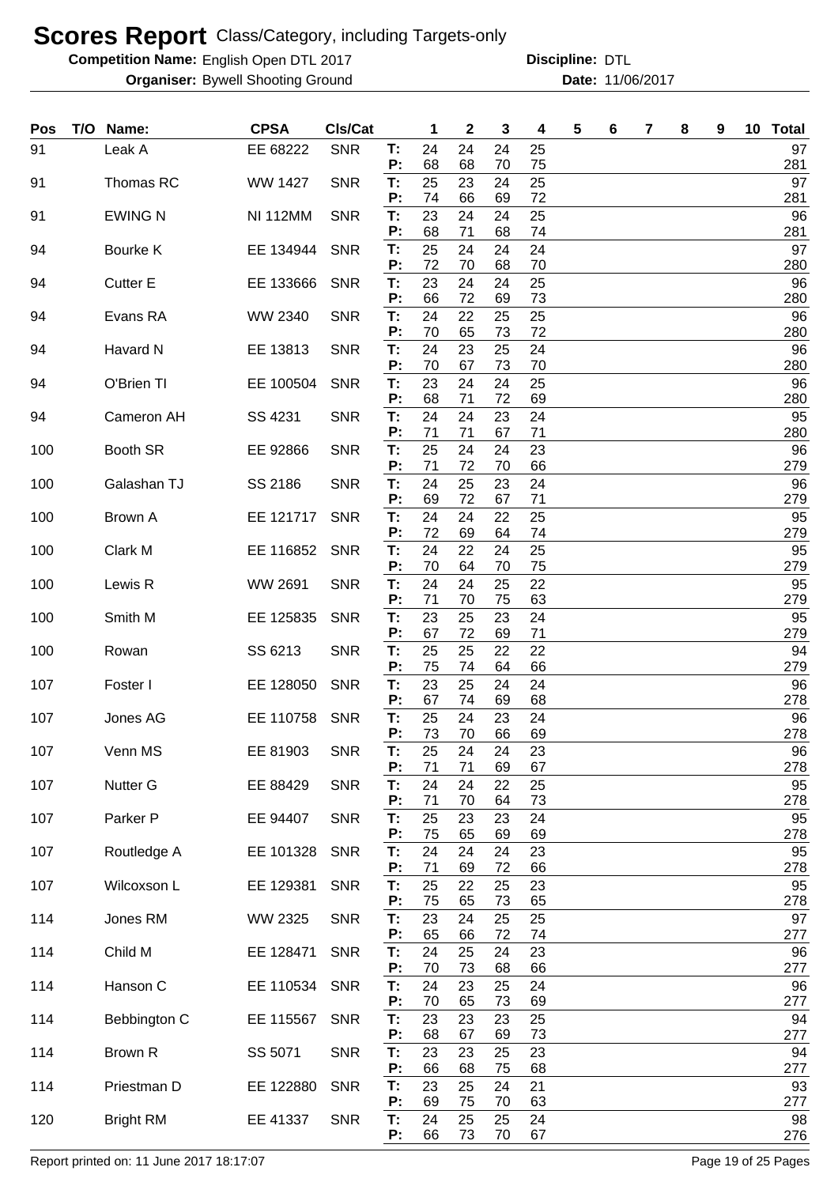# Scores Report Class/Category, including Targets-only

**Competition Name:** English Open DTL 2017 **Discipline:** DTL

**Organiser:** Bywell Shooting Ground **Date:** 11/06/2017

| Pos | T/O | Name: | CPSA | Cls/Cat | | 1 | 2 | 3 | 4 | 5 | 6 | 7 | 8 | 9 | 10 | Total |
|---|---|---|---|---|---|---|---|---|---|---|---|---|---|---|---|---|
| 91 | | Leak A | EE 68222 | SNR | T: | 24 | 24 | 24 | 25 | | | | | | | 97 |
| | | | | | P: | 68 | 68 | 70 | 75 | | | | | | | 281 |
| 91 | | Thomas RC | WW 1427 | SNR | T: | 25 | 23 | 24 | 25 | | | | | | | 97 |
| | | | | | P: | 74 | 66 | 69 | 72 | | | | | | | 281 |
| 91 | | EWING N | NI 112MM | SNR | T: | 23 | 24 | 24 | 25 | | | | | | | 96 |
| | | | | | P: | 68 | 71 | 68 | 74 | | | | | | | 281 |
| 94 | | Bourke K | EE 134944 | SNR | T: | 25 | 24 | 24 | 24 | | | | | | | 97 |
| | | | | | P: | 72 | 70 | 68 | 70 | | | | | | | 280 |
| 94 | | Cutter E | EE 133666 | SNR | T: | 23 | 24 | 24 | 25 | | | | | | | 96 |
| | | | | | P: | 66 | 72 | 69 | 73 | | | | | | | 280 |
| 94 | | Evans RA | WW 2340 | SNR | T: | 24 | 22 | 25 | 25 | | | | | | | 96 |
| | | | | | P: | 70 | 65 | 73 | 72 | | | | | | | 280 |
| 94 | | Havard N | EE 13813 | SNR | T: | 24 | 23 | 25 | 24 | | | | | | | 96 |
| | | | | | P: | 70 | 67 | 73 | 70 | | | | | | | 280 |
| 94 | | O'Brien TI | EE 100504 | SNR | T: | 23 | 24 | 24 | 25 | | | | | | | 96 |
| | | | | | P: | 68 | 71 | 72 | 69 | | | | | | | 280 |
| 94 | | Cameron AH | SS 4231 | SNR | T: | 24 | 24 | 23 | 24 | | | | | | | 95 |
| | | | | | P: | 71 | 71 | 67 | 71 | | | | | | | 280 |
| 100 | | Booth SR | EE 92866 | SNR | T: | 25 | 24 | 24 | 23 | | | | | | | 96 |
| | | | | | P: | 71 | 72 | 70 | 66 | | | | | | | 279 |
| 100 | | Galashan TJ | SS 2186 | SNR | T: | 24 | 25 | 23 | 24 | | | | | | | 96 |
| | | | | | P: | 69 | 72 | 67 | 71 | | | | | | | 279 |
| 100 | | Brown A | EE 121717 | SNR | T: | 24 | 24 | 22 | 25 | | | | | | | 95 |
| | | | | | P: | 72 | 69 | 64 | 74 | | | | | | | 279 |
| 100 | | Clark M | EE 116852 | SNR | T: | 24 | 22 | 24 | 25 | | | | | | | 95 |
| | | | | | P: | 70 | 64 | 70 | 75 | | | | | | | 279 |
| 100 | | Lewis R | WW 2691 | SNR | T: | 24 | 24 | 25 | 22 | | | | | | | 95 |
| | | | | | P: | 71 | 70 | 75 | 63 | | | | | | | 279 |
| 100 | | Smith M | EE 125835 | SNR | T: | 23 | 25 | 23 | 24 | | | | | | | 95 |
| | | | | | P: | 67 | 72 | 69 | 71 | | | | | | | 279 |
| 100 | | Rowan | SS 6213 | SNR | T: | 25 | 25 | 22 | 22 | | | | | | | 94 |
| | | | | | P: | 75 | 74 | 64 | 66 | | | | | | | 279 |
| 107 | | Foster I | EE 128050 | SNR | T: | 23 | 25 | 24 | 24 | | | | | | | 96 |
| | | | | | P: | 67 | 74 | 69 | 68 | | | | | | | 278 |
| 107 | | Jones AG | EE 110758 | SNR | T: | 25 | 24 | 23 | 24 | | | | | | | 96 |
| | | | | | P: | 73 | 70 | 66 | 69 | | | | | | | 278 |
| 107 | | Venn MS | EE 81903 | SNR | T: | 25 | 24 | 24 | 23 | | | | | | | 96 |
| | | | | | P: | 71 | 71 | 69 | 67 | | | | | | | 278 |
| 107 | | Nutter G | EE 88429 | SNR | T: | 24 | 24 | 22 | 25 | | | | | | | 95 |
| | | | | | P: | 71 | 70 | 64 | 73 | | | | | | | 278 |
| 107 | | Parker P | EE 94407 | SNR | T: | 25 | 23 | 23 | 24 | | | | | | | 95 |
| | | | | | P: | 75 | 65 | 69 | 69 | | | | | | | 278 |
| 107 | | Routledge A | EE 101328 | SNR | T: | 24 | 24 | 24 | 23 | | | | | | | 95 |
| | | | | | P: | 71 | 69 | 72 | 66 | | | | | | | 278 |
| 107 | | Wilcoxson L | EE 129381 | SNR | T: | 25 | 22 | 25 | 23 | | | | | | | 95 |
| | | | | | P: | 75 | 65 | 73 | 65 | | | | | | | 278 |
| 114 | | Jones RM | WW 2325 | SNR | T: | 23 | 24 | 25 | 25 | | | | | | | 97 |
| | | | | | P: | 65 | 66 | 72 | 74 | | | | | | | 277 |
| 114 | | Child M | EE 128471 | SNR | T: | 24 | 25 | 24 | 23 | | | | | | | 96 |
| | | | | | P: | 70 | 73 | 68 | 66 | | | | | | | 277 |
| 114 | | Hanson C | EE 110534 | SNR | T: | 24 | 23 | 25 | 24 | | | | | | | 96 |
| | | | | | P: | 70 | 65 | 73 | 69 | | | | | | | 277 |
| 114 | | Bebbington C | EE 115567 | SNR | T: | 23 | 23 | 23 | 25 | | | | | | | 94 |
| | | | | | P: | 68 | 67 | 69 | 73 | | | | | | | 277 |
| 114 | | Brown R | SS 5071 | SNR | T: | 23 | 23 | 25 | 23 | | | | | | | 94 |
| | | | | | P: | 66 | 68 | 75 | 68 | | | | | | | 277 |
| 114 | | Priestman D | EE 122880 | SNR | T: | 23 | 25 | 24 | 21 | | | | | | | 93 |
| | | | | | P: | 69 | 75 | 70 | 63 | | | | | | | 277 |
| 120 | | Bright RM | EE 41337 | SNR | T: | 24 | 25 | 25 | 24 | | | | | | | 98 |
| | | | | | P: | 66 | 73 | 70 | 67 | | | | | | | 276 |

Report printed on: 11 June 2017 18:17:07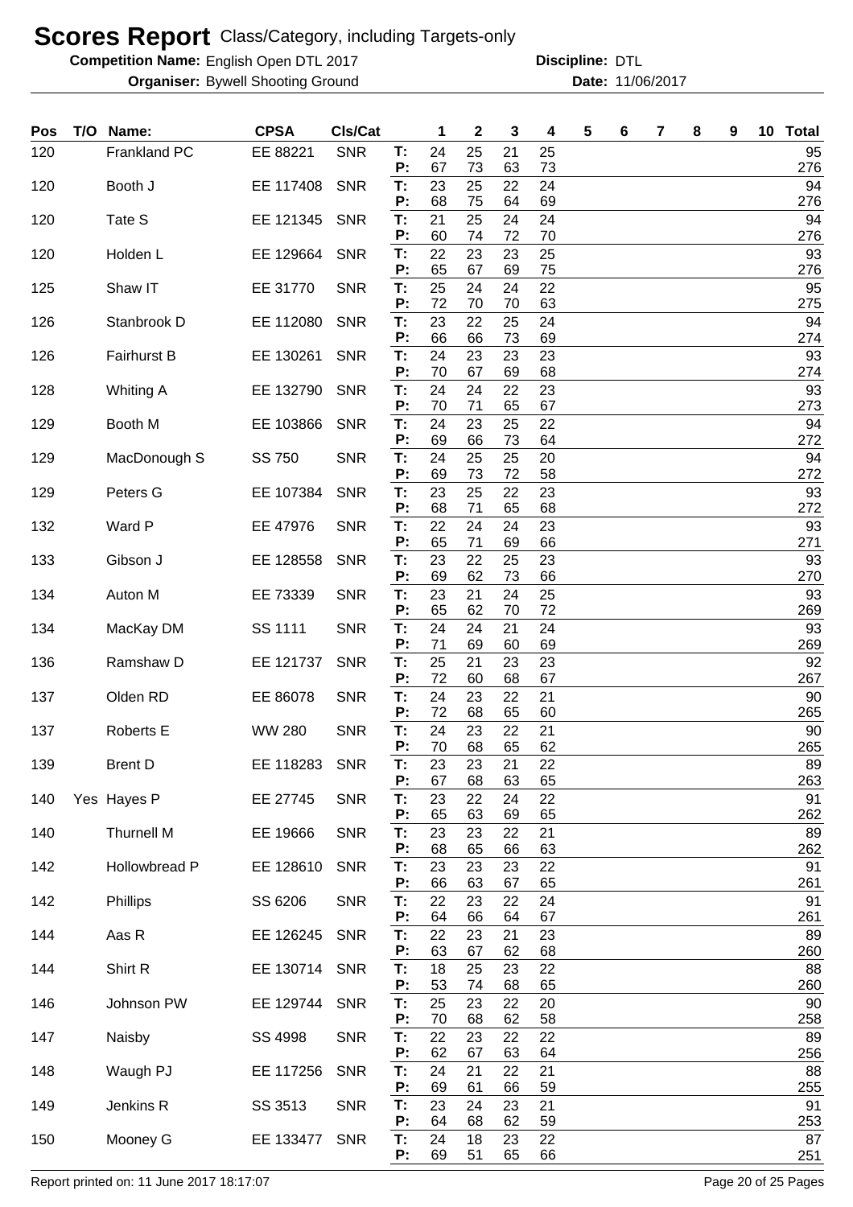# Scores Report Class/Category, including Targets-only

**Competition Name:** English Open DTL 2017 **Discipline:** DTL

**Organiser:** Bywell Shooting Ground **Date:** 11/06/2017

| Pos | T/O | Name: | CPSA | Cls/Cat | | 1 | 2 | 3 | 4 | 5 | 6 | 7 | 8 | 9 | 10 | Total |
|---|---|---|---|---|---|---|---|---|---|---|---|---|---|---|---|---|
| 120 | | Frankland PC | EE 88221 | SNR | T: | 24 | 25 | 21 | 25 | | | | | | | 95 |
| | | | | | P: | 67 | 73 | 63 | 73 | | | | | | | 276 |
| 120 | | Booth J | EE 117408 | SNR | T: | 23 | 25 | 22 | 24 | | | | | | | 94 |
| | | | | | P: | 68 | 75 | 64 | 69 | | | | | | | 276 |
| 120 | | Tate S | EE 121345 | SNR | T: | 21 | 25 | 24 | 24 | | | | | | | 94 |
| | | | | | P: | 60 | 74 | 72 | 70 | | | | | | | 276 |
| 120 | | Holden L | EE 129664 | SNR | T: | 22 | 23 | 23 | 25 | | | | | | | 93 |
| | | | | | P: | 65 | 67 | 69 | 75 | | | | | | | 276 |
| 125 | | Shaw IT | EE 31770 | SNR | T: | 25 | 24 | 24 | 22 | | | | | | | 95 |
| | | | | | P: | 72 | 70 | 70 | 63 | | | | | | | 275 |
| 126 | | Stanbrook D | EE 112080 | SNR | T: | 23 | 22 | 25 | 24 | | | | | | | 94 |
| | | | | | P: | 66 | 66 | 73 | 69 | | | | | | | 274 |
| 126 | | Fairhurst B | EE 130261 | SNR | T: | 24 | 23 | 23 | 23 | | | | | | | 93 |
| | | | | | P: | 70 | 67 | 69 | 68 | | | | | | | 274 |
| 128 | | Whiting A | EE 132790 | SNR | T: | 24 | 24 | 22 | 23 | | | | | | | 93 |
| | | | | | P: | 70 | 71 | 65 | 67 | | | | | | | 273 |
| 129 | | Booth M | EE 103866 | SNR | T: | 24 | 23 | 25 | 22 | | | | | | | 94 |
| | | | | | P: | 69 | 66 | 73 | 64 | | | | | | | 272 |
| 129 | | MacDonough S | SS 750 | SNR | T: | 24 | 25 | 25 | 20 | | | | | | | 94 |
| | | | | | P: | 69 | 73 | 72 | 58 | | | | | | | 272 |
| 129 | | Peters G | EE 107384 | SNR | T: | 23 | 25 | 22 | 23 | | | | | | | 93 |
| | | | | | P: | 68 | 71 | 65 | 68 | | | | | | | 272 |
| 132 | | Ward P | EE 47976 | SNR | T: | 22 | 24 | 24 | 23 | | | | | | | 93 |
| | | | | | P: | 65 | 71 | 69 | 66 | | | | | | | 271 |
| 133 | | Gibson J | EE 128558 | SNR | T: | 23 | 22 | 25 | 23 | | | | | | | 93 |
| | | | | | P: | 69 | 62 | 73 | 66 | | | | | | | 270 |
| 134 | | Auton M | EE 73339 | SNR | T: | 23 | 21 | 24 | 25 | | | | | | | 93 |
| | | | | | P: | 65 | 62 | 70 | 72 | | | | | | | 269 |
| 134 | | MacKay DM | SS 1111 | SNR | T: | 24 | 24 | 21 | 24 | | | | | | | 93 |
| | | | | | P: | 71 | 69 | 60 | 69 | | | | | | | 269 |
| 136 | | Ramshaw D | EE 121737 | SNR | T: | 25 | 21 | 23 | 23 | | | | | | | 92 |
| | | | | | P: | 72 | 60 | 68 | 67 | | | | | | | 267 |
| 137 | | Olden RD | EE 86078 | SNR | T: | 24 | 23 | 22 | 21 | | | | | | | 90 |
| | | | | | P: | 72 | 68 | 65 | 60 | | | | | | | 265 |
| 137 | | Roberts E | WW 280 | SNR | T: | 24 | 23 | 22 | 21 | | | | | | | 90 |
| | | | | | P: | 70 | 68 | 65 | 62 | | | | | | | 265 |
| 139 | | Brent D | EE 118283 | SNR | T: | 23 | 23 | 21 | 22 | | | | | | | 89 |
| | | | | | P: | 67 | 68 | 63 | 65 | | | | | | | 263 |
| 140 | Yes | Hayes P | EE 27745 | SNR | T: | 23 | 22 | 24 | 22 | | | | | | | 91 |
| | | | | | P: | 65 | 63 | 69 | 65 | | | | | | | 262 |
| 140 | | Thurnell M | EE 19666 | SNR | T: | 23 | 23 | 22 | 21 | | | | | | | 89 |
| | | | | | P: | 68 | 65 | 66 | 63 | | | | | | | 262 |
| 142 | | Hollowbread P | EE 128610 | SNR | T: | 23 | 23 | 23 | 22 | | | | | | | 91 |
| | | | | | P: | 66 | 63 | 67 | 65 | | | | | | | 261 |
| 142 | | Phillips | SS 6206 | SNR | T: | 22 | 23 | 22 | 24 | | | | | | | 91 |
| | | | | | P: | 64 | 66 | 64 | 67 | | | | | | | 261 |
| 144 | | Aas R | EE 126245 | SNR | T: | 22 | 23 | 21 | 23 | | | | | | | 89 |
| | | | | | P: | 63 | 67 | 62 | 68 | | | | | | | 260 |
| 144 | | Shirt R | EE 130714 | SNR | T: | 18 | 25 | 23 | 22 | | | | | | | 88 |
| | | | | | P: | 53 | 74 | 68 | 65 | | | | | | | 260 |
| 146 | | Johnson PW | EE 129744 | SNR | T: | 25 | 23 | 22 | 20 | | | | | | | 90 |
| | | | | | P: | 70 | 68 | 62 | 58 | | | | | | | 258 |
| 147 | | Naisby | SS 4998 | SNR | T: | 22 | 23 | 22 | 22 | | | | | | | 89 |
| | | | | | P: | 62 | 67 | 63 | 64 | | | | | | | 256 |
| 148 | | Waugh PJ | EE 117256 | SNR | T: | 24 | 21 | 22 | 21 | | | | | | | 88 |
| | | | | | P: | 69 | 61 | 66 | 59 | | | | | | | 255 |
| 149 | | Jenkins R | SS 3513 | SNR | T: | 23 | 24 | 23 | 21 | | | | | | | 91 |
| | | | | | P: | 64 | 68 | 62 | 59 | | | | | | | 253 |
| 150 | | Mooney G | EE 133477 | SNR | T: | 24 | 18 | 23 | 22 | | | | | | | 87 |
| | | | | | P: | 69 | 51 | 65 | 66 | | | | | | | 251 |

Report printed on: 11 June 2017 18:17:07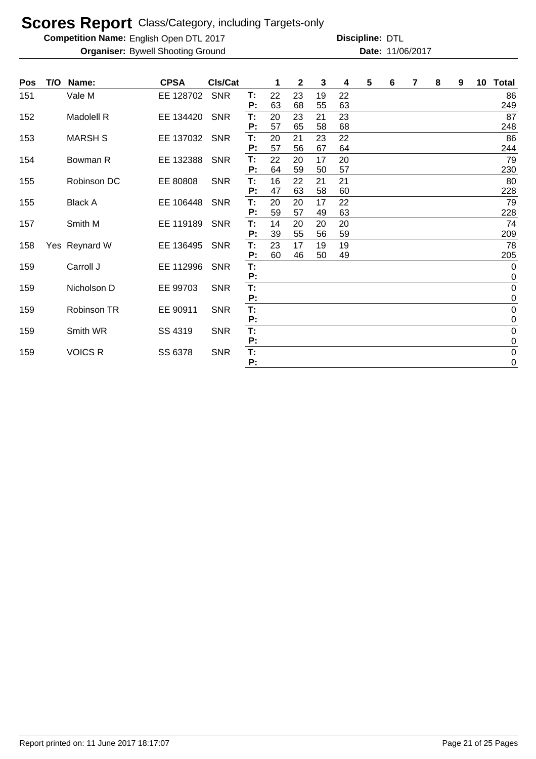# Scores Report Class/Category, including Targets-only

**Competition Name:** English Open DTL 2017 **Discipline:** DTL

**Organiser:** Bywell Shooting Ground **Date:** 11/06/2017

| Pos | T/O | Name: | CPSA | Cls/Cat | | 1 | 2 | 3 | 4 | 5 | 6 | 7 | 8 | 9 | 10 | Total |
|---|---|---|---|---|---|---|---|---|---|---|---|---|---|---|---|---|
| 151 | | Vale M | EE 128702 | SNR | T: | 22 | 23 | 19 | 22 | | | | | | | 86 |
| | | | | | P: | 63 | 68 | 55 | 63 | | | | | | | 249 |
| 152 | | Madolell R | EE 134420 | SNR | T: | 20 | 23 | 21 | 23 | | | | | | | 87 |
| | | | | | P: | 57 | 65 | 58 | 68 | | | | | | | 248 |
| 153 | | MARSH S | EE 137032 | SNR | T: | 20 | 21 | 23 | 22 | | | | | | | 86 |
| | | | | | P: | 57 | 56 | 67 | 64 | | | | | | | 244 |
| 154 | | Bowman R | EE 132388 | SNR | T: | 22 | 20 | 17 | 20 | | | | | | | 79 |
| | | | | | P: | 64 | 59 | 50 | 57 | | | | | | | 230 |
| 155 | | Robinson DC | EE 80808 | SNR | T: | 16 | 22 | 21 | 21 | | | | | | | 80 |
| | | | | | P: | 47 | 63 | 58 | 60 | | | | | | | 228 |
| 155 | | Black A | EE 106448 | SNR | T: | 20 | 20 | 17 | 22 | | | | | | | 79 |
| | | | | | P: | 59 | 57 | 49 | 63 | | | | | | | 228 |
| 157 | | Smith M | EE 119189 | SNR | T: | 14 | 20 | 20 | 20 | | | | | | | 74 |
| | | | | | P: | 39 | 55 | 56 | 59 | | | | | | | 209 |
| 158 | Yes | Reynard W | EE 136495 | SNR | T: | 23 | 17 | 19 | 19 | | | | | | | 78 |
| | | | | | P: | 60 | 46 | 50 | 49 | | | | | | | 205 |
| 159 | | Carroll J | EE 112996 | SNR | T: | | | | | | | | | | | 0 |
| | | | | | P: | | | | | | | | | | | 0 |
| 159 | | Nicholson D | EE 99703 | SNR | T: | | | | | | | | | | | 0 |
| | | | | | P: | | | | | | | | | | | 0 |
| 159 | | Robinson TR | EE 90911 | SNR | T: | | | | | | | | | | | 0 |
| | | | | | P: | | | | | | | | | | | 0 |
| 159 | | Smith WR | SS 4319 | SNR | T: | | | | | | | | | | | 0 |
| | | | | | P: | | | | | | | | | | | 0 |
| 159 | | VOICS R | SS 6378 | SNR | T: | | | | | | | | | | | 0 |
| | | | | | P: | | | | | | | | | | | 0 |

Report printed on: 11 June 2017 18:17:07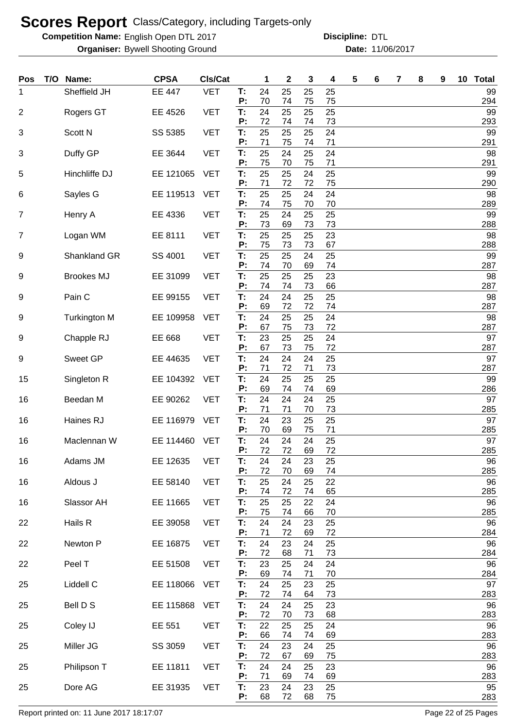# Scores Report Class/Category, including Targets-only

**Competition Name:** English Open DTL 2017 **Discipline:** DTL

**Organiser:** Bywell Shooting Ground **Date:** 11/06/2017

| Pos | T/O | Name: | CPSA | Cls/Cat | | 1 | 2 | 3 | 4 | 5 | 6 | 7 | 8 | 9 | 10 | Total |
|---|---|---|---|---|---|---|---|---|---|---|---|---|---|---|---|---|
| 1 | | Sheffield JH | EE 447 | VET | T: | 24 | 25 | 25 | 25 | | | | | | | 99 |
| | | | | | P: | 70 | 74 | 75 | 75 | | | | | | | 294 |
| 2 | | Rogers GT | EE 4526 | VET | T: | 24 | 25 | 25 | 25 | | | | | | | 99 |
| | | | | | P: | 72 | 74 | 74 | 73 | | | | | | | 293 |
| 3 | | Scott N | SS 5385 | VET | T: | 25 | 25 | 25 | 24 | | | | | | | 99 |
| | | | | | P: | 71 | 75 | 74 | 71 | | | | | | | 291 |
| 3 | | Duffy GP | EE 3644 | VET | T: | 25 | 24 | 25 | 24 | | | | | | | 98 |
| | | | | | P: | 75 | 70 | 75 | 71 | | | | | | | 291 |
| 5 | | Hinchliffe DJ | EE 121065 | VET | T: | 25 | 25 | 24 | 25 | | | | | | | 99 |
| | | | | | P: | 71 | 72 | 72 | 75 | | | | | | | 290 |
| 6 | | Sayles G | EE 119513 | VET | T: | 25 | 25 | 24 | 24 | | | | | | | 98 |
| | | | | | P: | 74 | 75 | 70 | 70 | | | | | | | 289 |
| 7 | | Henry A | EE 4336 | VET | T: | 25 | 24 | 25 | 25 | | | | | | | 99 |
| | | | | | P: | 73 | 69 | 73 | 73 | | | | | | | 288 |
| 7 | | Logan WM | EE 8111 | VET | T: | 25 | 25 | 25 | 23 | | | | | | | 98 |
| | | | | | P: | 75 | 73 | 73 | 67 | | | | | | | 288 |
| 9 | | Shankland GR | SS 4001 | VET | T: | 25 | 25 | 24 | 25 | | | | | | | 99 |
| | | | | | P: | 74 | 70 | 69 | 74 | | | | | | | 287 |
| 9 | | Brookes MJ | EE 31099 | VET | T: | 25 | 25 | 25 | 23 | | | | | | | 98 |
| | | | | | P: | 74 | 74 | 73 | 66 | | | | | | | 287 |
| 9 | | Pain C | EE 99155 | VET | T: | 24 | 24 | 25 | 25 | | | | | | | 98 |
| | | | | | P: | 69 | 72 | 72 | 74 | | | | | | | 287 |
| 9 | | Turkington M | EE 109958 | VET | T: | 24 | 25 | 25 | 24 | | | | | | | 98 |
| | | | | | P: | 67 | 75 | 73 | 72 | | | | | | | 287 |
| 9 | | Chapple RJ | EE 668 | VET | T: | 23 | 25 | 25 | 24 | | | | | | | 97 |
| | | | | | P: | 67 | 73 | 75 | 72 | | | | | | | 287 |
| 9 | | Sweet GP | EE 44635 | VET | T: | 24 | 24 | 24 | 25 | | | | | | | 97 |
| | | | | | P: | 71 | 72 | 71 | 73 | | | | | | | 287 |
| 15 | | Singleton R | EE 104392 | VET | T: | 24 | 25 | 25 | 25 | | | | | | | 99 |
| | | | | | P: | 69 | 74 | 74 | 69 | | | | | | | 286 |
| 16 | | Beedan M | EE 90262 | VET | T: | 24 | 24 | 24 | 25 | | | | | | | 97 |
| | | | | | P: | 71 | 71 | 70 | 73 | | | | | | | 285 |
| 16 | | Haines RJ | EE 116979 | VET | T: | 24 | 23 | 25 | 25 | | | | | | | 97 |
| | | | | | P: | 70 | 69 | 75 | 71 | | | | | | | 285 |
| 16 | | Maclennan W | EE 114460 | VET | T: | 24 | 24 | 24 | 25 | | | | | | | 97 |
| | | | | | P: | 72 | 72 | 69 | 72 | | | | | | | 285 |
| 16 | | Adams JM | EE 12635 | VET | T: | 24 | 24 | 23 | 25 | | | | | | | 96 |
| | | | | | P: | 72 | 70 | 69 | 74 | | | | | | | 285 |
| 16 | | Aldous J | EE 58140 | VET | T: | 25 | 24 | 25 | 22 | | | | | | | 96 |
| | | | | | P: | 74 | 72 | 74 | 65 | | | | | | | 285 |
| 16 | | Slassor AH | EE 11665 | VET | T: | 25 | 25 | 22 | 24 | | | | | | | 96 |
| | | | | | P: | 75 | 74 | 66 | 70 | | | | | | | 285 |
| 22 | | Hails R | EE 39058 | VET | T: | 24 | 24 | 23 | 25 | | | | | | | 96 |
| | | | | | P: | 71 | 72 | 69 | 72 | | | | | | | 284 |
| 22 | | Newton P | EE 16875 | VET | T: | 24 | 23 | 24 | 25 | | | | | | | 96 |
| | | | | | P: | 72 | 68 | 71 | 73 | | | | | | | 284 |
| 22 | | Peel T | EE 51508 | VET | T: | 23 | 25 | 24 | 24 | | | | | | | 96 |
| | | | | | P: | 69 | 74 | 71 | 70 | | | | | | | 284 |
| 25 | | Liddell C | EE 118066 | VET | T: | 24 | 25 | 23 | 25 | | | | | | | 97 |
| | | | | | P: | 72 | 74 | 64 | 73 | | | | | | | 283 |
| 25 | | Bell D S | EE 115868 | VET | T: | 24 | 24 | 25 | 23 | | | | | | | 96 |
| | | | | | P: | 72 | 70 | 73 | 68 | | | | | | | 283 |
| 25 | | Coley IJ | EE 551 | VET | T: | 22 | 25 | 25 | 24 | | | | | | | 96 |
| | | | | | P: | 66 | 74 | 74 | 69 | | | | | | | 283 |
| 25 | | Miller JG | SS 3059 | VET | T: | 24 | 23 | 24 | 25 | | | | | | | 96 |
| | | | | | P: | 72 | 67 | 69 | 75 | | | | | | | 283 |
| 25 | | Philipson T | EE 11811 | VET | T: | 24 | 24 | 25 | 23 | | | | | | | 96 |
| | | | | | P: | 71 | 69 | 74 | 69 | | | | | | | 283 |
| 25 | | Dore AG | EE 31935 | VET | T: | 23 | 24 | 23 | 25 | | | | | | | 95 |
| | | | | | P: | 68 | 72 | 68 | 75 | | | | | | | 283 |

Report printed on: 11 June 2017 18:17:07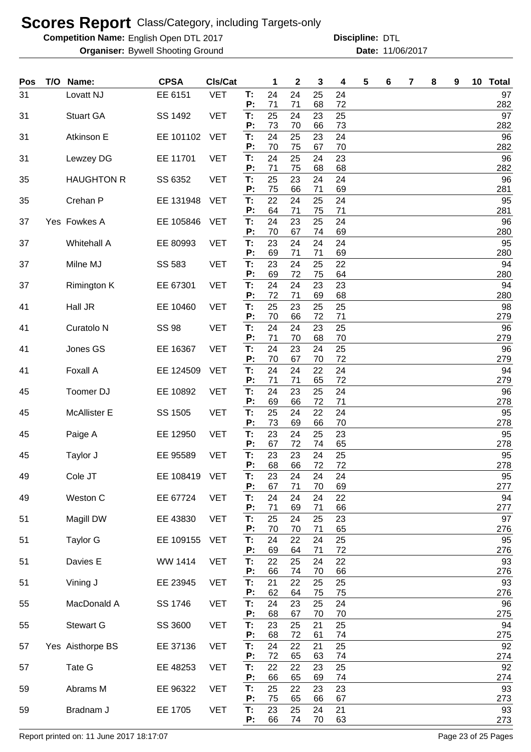# Scores Report Class/Category, including Targets-only

**Competition Name:** English Open DTL 2017 **Discipline:** DTL

**Organiser:** Bywell Shooting Ground **Date:** 11/06/2017

| Pos | T/O | Name: | CPSA | Cls/Cat | | 1 | 2 | 3 | 4 | 5 | 6 | 7 | 8 | 9 | 10 | Total |
|---|---|---|---|---|---|---|---|---|---|---|---|---|---|---|---|---|
| 31 | | Lovatt NJ | EE 6151 | VET | T: | 24 | 24 | 25 | 24 | | | | | | | 97 |
| | | | | | P: | 71 | 71 | 68 | 72 | | | | | | | 282 |
| 31 | | Stuart GA | SS 1492 | VET | T: | 25 | 24 | 23 | 25 | | | | | | | 97 |
| | | | | | P: | 73 | 70 | 66 | 73 | | | | | | | 282 |
| 31 | | Atkinson E | EE 101102 | VET | T: | 24 | 25 | 23 | 24 | | | | | | | 96 |
| | | | | | P: | 70 | 75 | 67 | 70 | | | | | | | 282 |
| 31 | | Lewzey DG | EE 11701 | VET | T: | 24 | 25 | 24 | 23 | | | | | | | 96 |
| | | | | | P: | 71 | 75 | 68 | 68 | | | | | | | 282 |
| 35 | | HAUGHTON R | SS 6352 | VET | T: | 25 | 23 | 24 | 24 | | | | | | | 96 |
| | | | | | P: | 75 | 66 | 71 | 69 | | | | | | | 281 |
| 35 | | Crehan P | EE 131948 | VET | T: | 22 | 24 | 25 | 24 | | | | | | | 95 |
| | | | | | P: | 64 | 71 | 75 | 71 | | | | | | | 281 |
| 37 | Yes | Fowkes A | EE 105846 | VET | T: | 24 | 23 | 25 | 24 | | | | | | | 96 |
| | | | | | P: | 70 | 67 | 74 | 69 | | | | | | | 280 |
| 37 | | Whitehall A | EE 80993 | VET | T: | 23 | 24 | 24 | 24 | | | | | | | 95 |
| | | | | | P: | 69 | 71 | 71 | 69 | | | | | | | 280 |
| 37 | | Milne MJ | SS 583 | VET | T: | 23 | 24 | 25 | 22 | | | | | | | 94 |
| | | | | | P: | 69 | 72 | 75 | 64 | | | | | | | 280 |
| 37 | | Rimington K | EE 67301 | VET | T: | 24 | 24 | 23 | 23 | | | | | | | 94 |
| | | | | | P: | 72 | 71 | 69 | 68 | | | | | | | 280 |
| 41 | | Hall JR | EE 10460 | VET | T: | 25 | 23 | 25 | 25 | | | | | | | 98 |
| | | | | | P: | 70 | 66 | 72 | 71 | | | | | | | 279 |
| 41 | | Curatolo N | SS 98 | VET | T: | 24 | 24 | 23 | 25 | | | | | | | 96 |
| | | | | | P: | 71 | 70 | 68 | 70 | | | | | | | 279 |
| 41 | | Jones GS | EE 16367 | VET | T: | 24 | 23 | 24 | 25 | | | | | | | 96 |
| | | | | | P: | 70 | 67 | 70 | 72 | | | | | | | 279 |
| 41 | | Foxall A | EE 124509 | VET | T: | 24 | 24 | 22 | 24 | | | | | | | 94 |
| | | | | | P: | 71 | 71 | 65 | 72 | | | | | | | 279 |
| 45 | | Toomer DJ | EE 10892 | VET | T: | 24 | 23 | 25 | 24 | | | | | | | 96 |
| | | | | | P: | 69 | 66 | 72 | 71 | | | | | | | 278 |
| 45 | | McAllister E | SS 1505 | VET | T: | 25 | 24 | 22 | 24 | | | | | | | 95 |
| | | | | | P: | 73 | 69 | 66 | 70 | | | | | | | 278 |
| 45 | | Paige A | EE 12950 | VET | T: | 23 | 24 | 25 | 23 | | | | | | | 95 |
| | | | | | P: | 67 | 72 | 74 | 65 | | | | | | | 278 |
| 45 | | Taylor J | EE 95589 | VET | T: | 23 | 23 | 24 | 25 | | | | | | | 95 |
| | | | | | P: | 68 | 66 | 72 | 72 | | | | | | | 278 |
| 49 | | Cole JT | EE 108419 | VET | T: | 23 | 24 | 24 | 24 | | | | | | | 95 |
| | | | | | P: | 67 | 71 | 70 | 69 | | | | | | | 277 |
| 49 | | Weston C | EE 67724 | VET | T: | 24 | 24 | 24 | 22 | | | | | | | 94 |
| | | | | | P: | 71 | 69 | 71 | 66 | | | | | | | 277 |
| 51 | | Magill DW | EE 43830 | VET | T: | 25 | 24 | 25 | 23 | | | | | | | 97 |
| | | | | | P: | 70 | 70 | 71 | 65 | | | | | | | 276 |
| 51 | | Taylor G | EE 109155 | VET | T: | 24 | 22 | 24 | 25 | | | | | | | 95 |
| | | | | | P: | 69 | 64 | 71 | 72 | | | | | | | 276 |
| 51 | | Davies E | WW 1414 | VET | T: | 22 | 25 | 24 | 22 | | | | | | | 93 |
| | | | | | P: | 66 | 74 | 70 | 66 | | | | | | | 276 |
| 51 | | Vining J | EE 23945 | VET | T: | 21 | 22 | 25 | 25 | | | | | | | 93 |
| | | | | | P: | 62 | 64 | 75 | 75 | | | | | | | 276 |
| 55 | | MacDonald A | SS 1746 | VET | T: | 24 | 23 | 25 | 24 | | | | | | | 96 |
| | | | | | P: | 68 | 67 | 70 | 70 | | | | | | | 275 |
| 55 | | Stewart G | SS 3600 | VET | T: | 23 | 25 | 21 | 25 | | | | | | | 94 |
| | | | | | P: | 68 | 72 | 61 | 74 | | | | | | | 275 |
| 57 | Yes | Aisthorpe BS | EE 37136 | VET | T: | 24 | 22 | 21 | 25 | | | | | | | 92 |
| | | | | | P: | 72 | 65 | 63 | 74 | | | | | | | 274 |
| 57 | | Tate G | EE 48253 | VET | T: | 22 | 22 | 23 | 25 | | | | | | | 92 |
| | | | | | P: | 66 | 65 | 69 | 74 | | | | | | | 274 |
| 59 | | Abrams M | EE 96322 | VET | T: | 25 | 22 | 23 | 23 | | | | | | | 93 |
| | | | | | P: | 75 | 65 | 66 | 67 | | | | | | | 273 |
| 59 | | Bradnam J | EE 1705 | VET | T: | 23 | 25 | 24 | 21 | | | | | | | 93 |
| | | | | | P: | 66 | 74 | 70 | 63 | | | | | | | 273 |

Report printed on: 11 June 2017 18:17:07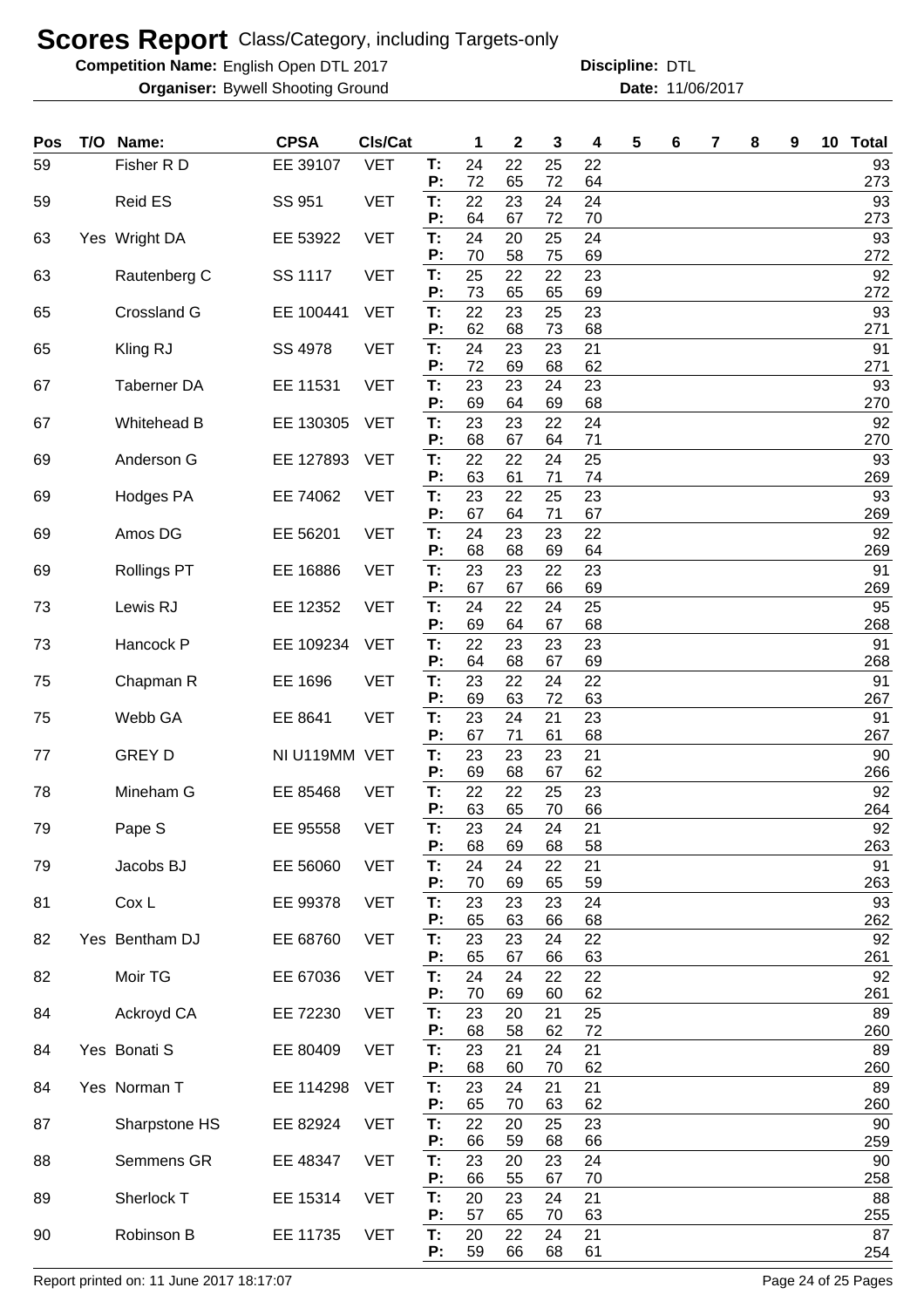# Scores Report Class/Category, including Targets-only

**Competition Name:** English Open DTL 2017 **Discipline:** DTL

**Organiser:** Bywell Shooting Ground **Date:** 11/06/2017

| Pos | T/O | Name: | CPSA | Cls/Cat | | 1 | 2 | 3 | 4 | 5 | 6 | 7 | 8 | 9 | 10 | Total |
|---|---|---|---|---|---|---|---|---|---|---|---|---|---|---|---|---|
| 59 | | Fisher R D | EE 39107 | VET | T: | 24 | 22 | 25 | 22 | | | | | | | 93 |
| | | | | | P: | 72 | 65 | 72 | 64 | | | | | | | 273 |
| 59 | | Reid ES | SS 951 | VET | T: | 22 | 23 | 24 | 24 | | | | | | | 93 |
| | | | | | P: | 64 | 67 | 72 | 70 | | | | | | | 273 |
| 63 | Yes | Wright DA | EE 53922 | VET | T: | 24 | 20 | 25 | 24 | | | | | | | 93 |
| | | | | | P: | 70 | 58 | 75 | 69 | | | | | | | 272 |
| 63 | | Rautenberg C | SS 1117 | VET | T: | 25 | 22 | 22 | 23 | | | | | | | 92 |
| | | | | | P: | 73 | 65 | 65 | 69 | | | | | | | 272 |
| 65 | | Crossland G | EE 100441 | VET | T: | 22 | 23 | 25 | 23 | | | | | | | 93 |
| | | | | | P: | 62 | 68 | 73 | 68 | | | | | | | 271 |
| 65 | | Kling RJ | SS 4978 | VET | T: | 24 | 23 | 23 | 21 | | | | | | | 91 |
| | | | | | P: | 72 | 69 | 68 | 62 | | | | | | | 271 |
| 67 | | Taberner DA | EE 11531 | VET | T: | 23 | 23 | 24 | 23 | | | | | | | 93 |
| | | | | | P: | 69 | 64 | 69 | 68 | | | | | | | 270 |
| 67 | | Whitehead B | EE 130305 | VET | T: | 23 | 23 | 22 | 24 | | | | | | | 92 |
| | | | | | P: | 68 | 67 | 64 | 71 | | | | | | | 270 |
| 69 | | Anderson G | EE 127893 | VET | T: | 22 | 22 | 24 | 25 | | | | | | | 93 |
| | | | | | P: | 63 | 61 | 71 | 74 | | | | | | | 269 |
| 69 | | Hodges PA | EE 74062 | VET | T: | 23 | 22 | 25 | 23 | | | | | | | 93 |
| | | | | | P: | 67 | 64 | 71 | 67 | | | | | | | 269 |
| 69 | | Amos DG | EE 56201 | VET | T: | 24 | 23 | 23 | 22 | | | | | | | 92 |
| | | | | | P: | 68 | 68 | 69 | 64 | | | | | | | 269 |
| 69 | | Rollings PT | EE 16886 | VET | T: | 23 | 23 | 22 | 23 | | | | | | | 91 |
| | | | | | P: | 67 | 67 | 66 | 69 | | | | | | | 269 |
| 73 | | Lewis RJ | EE 12352 | VET | T: | 24 | 22 | 24 | 25 | | | | | | | 95 |
| | | | | | P: | 69 | 64 | 67 | 68 | | | | | | | 268 |
| 73 | | Hancock P | EE 109234 | VET | T: | 22 | 23 | 23 | 23 | | | | | | | 91 |
| | | | | | P: | 64 | 68 | 67 | 69 | | | | | | | 268 |
| 75 | | Chapman R | EE 1696 | VET | T: | 23 | 22 | 24 | 22 | | | | | | | 91 |
| | | | | | P: | 69 | 63 | 72 | 63 | | | | | | | 267 |
| 75 | | Webb GA | EE 8641 | VET | T: | 23 | 24 | 21 | 23 | | | | | | | 91 |
| | | | | | P: | 67 | 71 | 61 | 68 | | | | | | | 267 |
| 77 | | GREY D | NI U119MM | VET | T: | 23 | 23 | 23 | 21 | | | | | | | 90 |
| | | | | | P: | 69 | 68 | 67 | 62 | | | | | | | 266 |
| 78 | | Mineham G | EE 85468 | VET | T: | 22 | 22 | 25 | 23 | | | | | | | 92 |
| | | | | | P: | 63 | 65 | 70 | 66 | | | | | | | 264 |
| 79 | | Pape S | EE 95558 | VET | T: | 23 | 24 | 24 | 21 | | | | | | | 92 |
| | | | | | P: | 68 | 69 | 68 | 58 | | | | | | | 263 |
| 79 | | Jacobs BJ | EE 56060 | VET | T: | 24 | 24 | 22 | 21 | | | | | | | 91 |
| | | | | | P: | 70 | 69 | 65 | 59 | | | | | | | 263 |
| 81 | | Cox L | EE 99378 | VET | T: | 23 | 23 | 23 | 24 | | | | | | | 93 |
| | | | | | P: | 65 | 63 | 66 | 68 | | | | | | | 262 |
| 82 | Yes | Bentham DJ | EE 68760 | VET | T: | 23 | 23 | 24 | 22 | | | | | | | 92 |
| | | | | | P: | 65 | 67 | 66 | 63 | | | | | | | 261 |
| 82 | | Moir TG | EE 67036 | VET | T: | 24 | 24 | 22 | 22 | | | | | | | 92 |
| | | | | | P: | 70 | 69 | 60 | 62 | | | | | | | 261 |
| 84 | | Ackroyd CA | EE 72230 | VET | T: | 23 | 20 | 21 | 25 | | | | | | | 89 |
| | | | | | P: | 68 | 58 | 62 | 72 | | | | | | | 260 |
| 84 | Yes | Bonati S | EE 80409 | VET | T: | 23 | 21 | 24 | 21 | | | | | | | 89 |
| | | | | | P: | 68 | 60 | 70 | 62 | | | | | | | 260 |
| 84 | Yes | Norman T | EE 114298 | VET | T: | 23 | 24 | 21 | 21 | | | | | | | 89 |
| | | | | | P: | 65 | 70 | 63 | 62 | | | | | | | 260 |
| 87 | | Sharpstone HS | EE 82924 | VET | T: | 22 | 20 | 25 | 23 | | | | | | | 90 |
| | | | | | P: | 66 | 59 | 68 | 66 | | | | | | | 259 |
| 88 | | Semmens GR | EE 48347 | VET | T: | 23 | 20 | 23 | 24 | | | | | | | 90 |
| | | | | | P: | 66 | 55 | 67 | 70 | | | | | | | 258 |
| 89 | | Sherlock T | EE 15314 | VET | T: | 20 | 23 | 24 | 21 | | | | | | | 88 |
| | | | | | P: | 57 | 65 | 70 | 63 | | | | | | | 255 |
| 90 | | Robinson B | EE 11735 | VET | T: | 20 | 22 | 24 | 21 | | | | | | | 87 |
| | | | | | P: | 59 | 66 | 68 | 61 | | | | | | | 254 |

Report printed on: 11 June 2017 18:17:07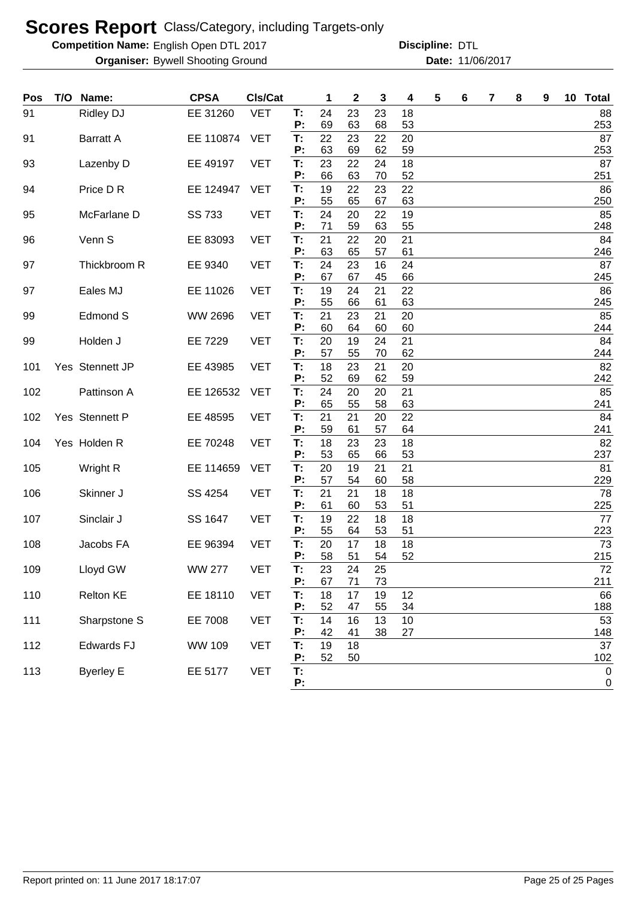# Scores Report Class/Category, including Targets-only

**Competition Name:** English Open DTL 2017 **Discipline:** DTL

**Organiser:** Bywell Shooting Ground **Date:** 11/06/2017

| Pos | T/O | Name: | CPSA | Cls/Cat | | 1 | 2 | 3 | 4 | 5 | 6 | 7 | 8 | 9 | 10 | Total |
|---|---|---|---|---|---|---|---|---|---|---|---|---|---|---|---|---|
| 91 | | Ridley DJ | EE 31260 | VET | T: | 24 | 23 | 23 | 18 | | | | | | | 88 |
| | | | | | P: | 69 | 63 | 68 | 53 | | | | | | | 253 |
| 91 | | Barratt A | EE 110874 | VET | T: | 22 | 23 | 22 | 20 | | | | | | | 87 |
| | | | | | P: | 63 | 69 | 62 | 59 | | | | | | | 253 |
| 93 | | Lazenby D | EE 49197 | VET | T: | 23 | 22 | 24 | 18 | | | | | | | 87 |
| | | | | | P: | 66 | 63 | 70 | 52 | | | | | | | 251 |
| 94 | | Price D R | EE 124947 | VET | T: | 19 | 22 | 23 | 22 | | | | | | | 86 |
| | | | | | P: | 55 | 65 | 67 | 63 | | | | | | | 250 |
| 95 | | McFarlane D | SS 733 | VET | T: | 24 | 20 | 22 | 19 | | | | | | | 85 |
| | | | | | P: | 71 | 59 | 63 | 55 | | | | | | | 248 |
| 96 | | Venn S | EE 83093 | VET | T: | 21 | 22 | 20 | 21 | | | | | | | 84 |
| | | | | | P: | 63 | 65 | 57 | 61 | | | | | | | 246 |
| 97 | | Thickbroom R | EE 9340 | VET | T: | 24 | 23 | 16 | 24 | | | | | | | 87 |
| | | | | | P: | 67 | 67 | 45 | 66 | | | | | | | 245 |
| 97 | | Eales MJ | EE 11026 | VET | T: | 19 | 24 | 21 | 22 | | | | | | | 86 |
| | | | | | P: | 55 | 66 | 61 | 63 | | | | | | | 245 |
| 99 | | Edmond S | WW 2696 | VET | T: | 21 | 23 | 21 | 20 | | | | | | | 85 |
| | | | | | P: | 60 | 64 | 60 | 60 | | | | | | | 244 |
| 99 | | Holden J | EE 7229 | VET | T: | 20 | 19 | 24 | 21 | | | | | | | 84 |
| | | | | | P: | 57 | 55 | 70 | 62 | | | | | | | 244 |
| 101 | Yes | Stennett JP | EE 43985 | VET | T: | 18 | 23 | 21 | 20 | | | | | | | 82 |
| | | | | | P: | 52 | 69 | 62 | 59 | | | | | | | 242 |
| 102 | | Pattinson A | EE 126532 | VET | T: | 24 | 20 | 20 | 21 | | | | | | | 85 |
| | | | | | P: | 65 | 55 | 58 | 63 | | | | | | | 241 |
| 102 | Yes | Stennett P | EE 48595 | VET | T: | 21 | 21 | 20 | 22 | | | | | | | 84 |
| | | | | | P: | 59 | 61 | 57 | 64 | | | | | | | 241 |
| 104 | Yes | Holden R | EE 70248 | VET | T: | 18 | 23 | 23 | 18 | | | | | | | 82 |
| | | | | | P: | 53 | 65 | 66 | 53 | | | | | | | 237 |
| 105 | | Wright R | EE 114659 | VET | T: | 20 | 19 | 21 | 21 | | | | | | | 81 |
| | | | | | P: | 57 | 54 | 60 | 58 | | | | | | | 229 |
| 106 | | Skinner J | SS 4254 | VET | T: | 21 | 21 | 18 | 18 | | | | | | | 78 |
| | | | | | P: | 61 | 60 | 53 | 51 | | | | | | | 225 |
| 107 | | Sinclair J | SS 1647 | VET | T: | 19 | 22 | 18 | 18 | | | | | | | 77 |
| | | | | | P: | 55 | 64 | 53 | 51 | | | | | | | 223 |
| 108 | | Jacobs FA | EE 96394 | VET | T: | 20 | 17 | 18 | 18 | | | | | | | 73 |
| | | | | | P: | 58 | 51 | 54 | 52 | | | | | | | 215 |
| 109 | | Lloyd GW | WW 277 | VET | T: | 23 | 24 | 25 | | | | | | | | 72 |
| | | | | | P: | 67 | 71 | 73 | | | | | | | | 211 |
| 110 | | Relton KE | EE 18110 | VET | T: | 18 | 17 | 19 | 12 | | | | | | | 66 |
| | | | | | P: | 52 | 47 | 55 | 34 | | | | | | | 188 |
| 111 | | Sharpstone S | EE 7008 | VET | T: | 14 | 16 | 13 | 10 | | | | | | | 53 |
| | | | | | P: | 42 | 41 | 38 | 27 | | | | | | | 148 |
| 112 | | Edwards FJ | WW 109 | VET | T: | 19 | 18 | | | | | | | | | 37 |
| | | | | | P: | 52 | 50 | | | | | | | | | 102 |
| 113 | | Byerley E | EE 5177 | VET | T: | | | | | | | | | | | 0 |
| | | | | | P: | | | | | | | | | | | 0 |

Report printed on: 11 June 2017 18:17:07